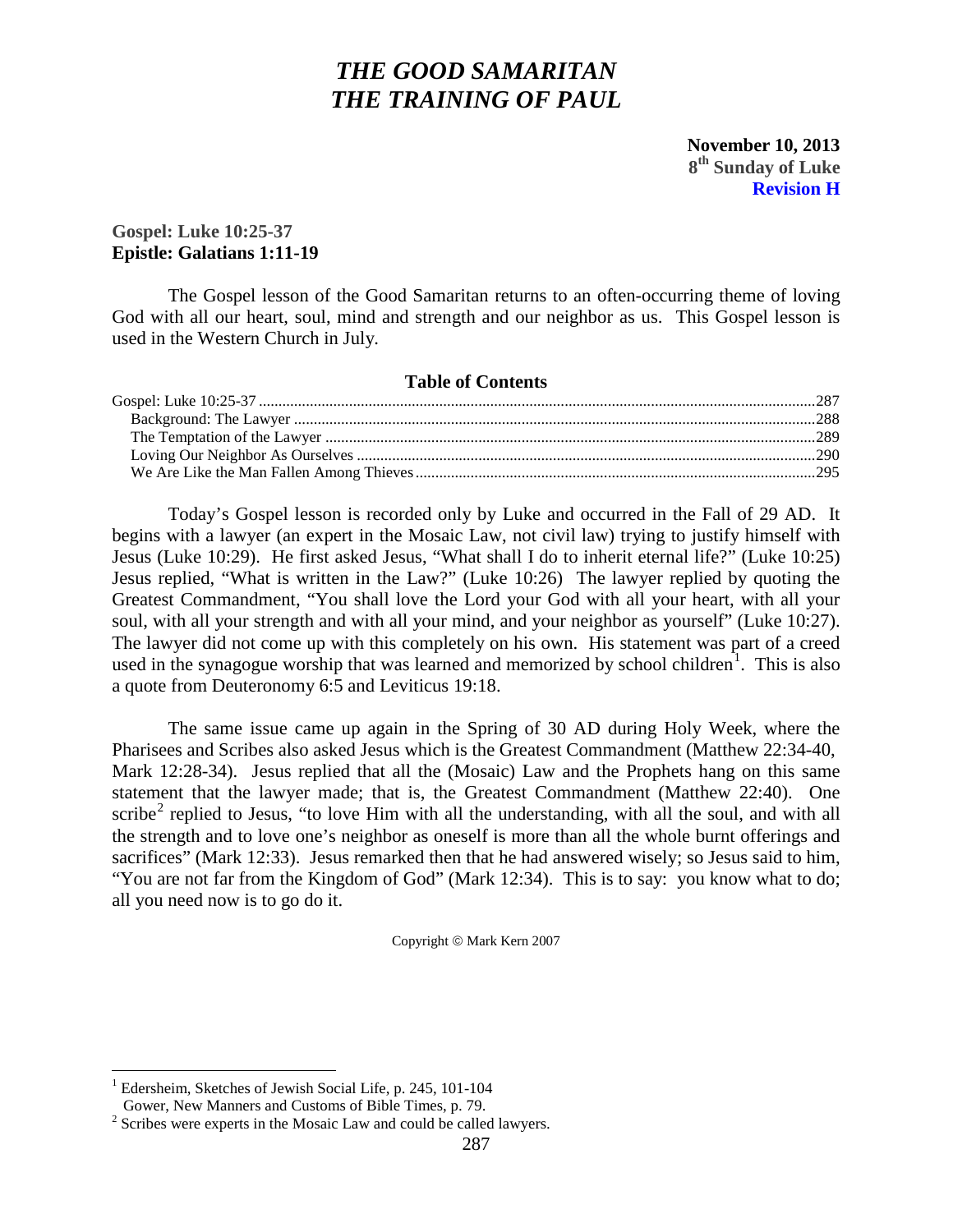# *THE GOOD SAMARITAN*
# *THE TRAINING OF PAUL*

**November 10, 2013**
**8th Sunday of Luke**
**Revision H**

**Gospel: Luke 10:25-37**
**Epistle: Galatians 1:11-19**

The Gospel lesson of the Good Samaritan returns to an often-occurring theme of loving God with all our heart, soul, mind and strength and our neighbor as us. This Gospel lesson is used in the Western Church in July.

**Table of Contents**

Gospel: Luke 10:25-37 ........ 287
- Background: The Lawyer ........ 288
- The Temptation of the Lawyer ........ 289
- Loving Our Neighbor As Ourselves ........ 290
- We Are Like the Man Fallen Among Thieves ........ 295

Today's Gospel lesson is recorded only by Luke and occurred in the Fall of 29 AD. It begins with a lawyer (an expert in the Mosaic Law, not civil law) trying to justify himself with Jesus (Luke 10:29). He first asked Jesus, "What shall I do to inherit eternal life?" (Luke 10:25) Jesus replied, "What is written in the Law?" (Luke 10:26) The lawyer replied by quoting the Greatest Commandment, "You shall love the Lord your God with all your heart, with all your soul, with all your strength and with all your mind, and your neighbor as yourself" (Luke 10:27). The lawyer did not come up with this completely on his own. His statement was part of a creed used in the synagogue worship that was learned and memorized by school children[1]. This is also a quote from Deuteronomy 6:5 and Leviticus 19:18.

The same issue came up again in the Spring of 30 AD during Holy Week, where the Pharisees and Scribes also asked Jesus which is the Greatest Commandment (Matthew 22:34-40, Mark 12:28-34). Jesus replied that all the (Mosaic) Law and the Prophets hang on this same statement that the lawyer made; that is, the Greatest Commandment (Matthew 22:40). One scribe[2] replied to Jesus, "to love Him with all the understanding, with all the soul, and with all the strength and to love one's neighbor as oneself is more than all the whole burnt offerings and sacrifices" (Mark 12:33). Jesus remarked then that he had answered wisely; so Jesus said to him, "You are not far from the Kingdom of God" (Mark 12:34). This is to say: you know what to do; all you need now is to go do it.

Copyright © Mark Kern 2007

---

[1] Edersheim, Sketches of Jewish Social Life, p. 245, 101-104
Gower, New Manners and Customs of Bible Times, p. 79.

[2] Scribes were experts in the Mosaic Law and could be called lawyers.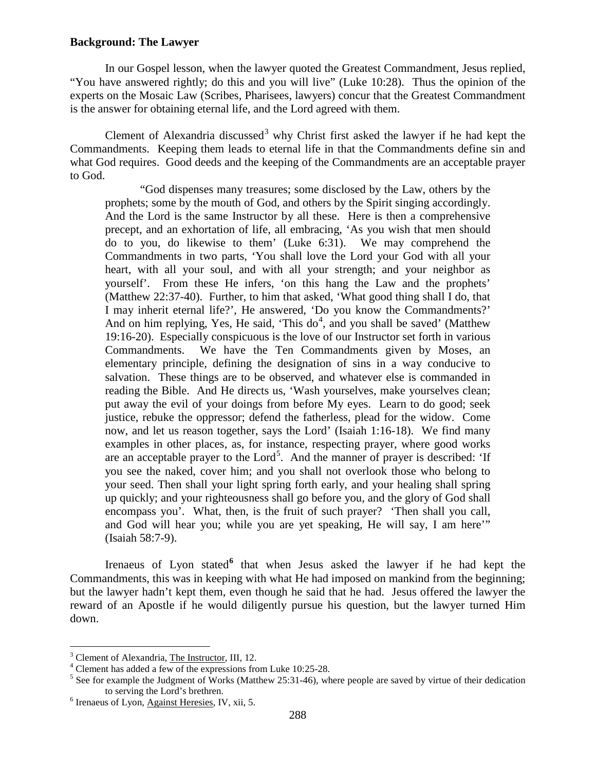**Background: The Lawyer**

In our Gospel lesson, when the lawyer quoted the Greatest Commandment, Jesus replied, "You have answered rightly; do this and you will live" (Luke 10:28). Thus the opinion of the experts on the Mosaic Law (Scribes, Pharisees, lawyers) concur that the Greatest Commandment is the answer for obtaining eternal life, and the Lord agreed with them.

Clement of Alexandria discussed[3] why Christ first asked the lawyer if he had kept the Commandments. Keeping them leads to eternal life in that the Commandments define sin and what God requires. Good deeds and the keeping of the Commandments are an acceptable prayer to God.

> "God dispenses many treasures; some disclosed by the Law, others by the prophets; some by the mouth of God, and others by the Spirit singing accordingly. And the Lord is the same Instructor by all these. Here is then a comprehensive precept, and an exhortation of life, all embracing, 'As you wish that men should do to you, do likewise to them' (Luke 6:31). We may comprehend the Commandments in two parts, 'You shall love the Lord your God with all your heart, with all your soul, and with all your strength; and your neighbor as yourself'. From these He infers, 'on this hang the Law and the prophets' (Matthew 22:37-40). Further, to him that asked, 'What good thing shall I do, that I may inherit eternal life?', He answered, 'Do you know the Commandments?' And on him replying, Yes, He said, 'This do[4], and you shall be saved' (Matthew 19:16-20). Especially conspicuous is the love of our Instructor set forth in various Commandments. We have the Ten Commandments given by Moses, an elementary principle, defining the designation of sins in a way conducive to salvation. These things are to be observed, and whatever else is commanded in reading the Bible. And He directs us, 'Wash yourselves, make yourselves clean; put away the evil of your doings from before My eyes. Learn to do good; seek justice, rebuke the oppressor; defend the fatherless, plead for the widow. Come now, and let us reason together, says the Lord' (Isaiah 1:16-18). We find many examples in other places, as, for instance, respecting prayer, where good works are an acceptable prayer to the Lord[5]. And the manner of prayer is described: 'If you see the naked, cover him; and you shall not overlook those who belong to your seed. Then shall your light spring forth early, and your healing shall spring up quickly; and your righteousness shall go before you, and the glory of God shall encompass you'. What, then, is the fruit of such prayer? 'Then shall you call, and God will hear you; while you are yet speaking, He will say, I am here'" (Isaiah 58:7-9).

Irenaeus of Lyon stated[6] that when Jesus asked the lawyer if he had kept the Commandments, this was in keeping with what He had imposed on mankind from the beginning; but the lawyer hadn't kept them, even though he said that he had. Jesus offered the lawyer the reward of an Apostle if he would diligently pursue his question, but the lawyer turned Him down.

---

[3] Clement of Alexandria, The Instructor, III, 12.

[4] Clement has added a few of the expressions from Luke 10:25-28.

[5] See for example the Judgment of Works (Matthew 25:31-46), where people are saved by virtue of their dedication to serving the Lord's brethren.

[6] Irenaeus of Lyon, Against Heresies, IV, xii, 5.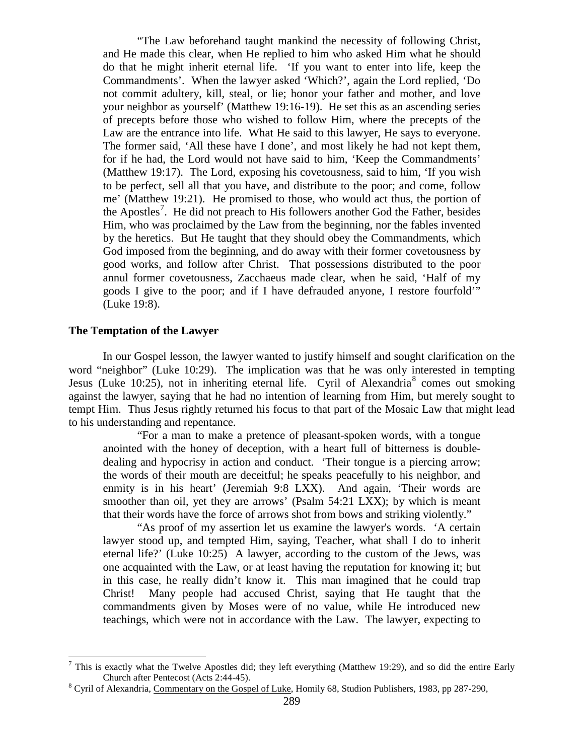"The Law beforehand taught mankind the necessity of following Christ, and He made this clear, when He replied to him who asked Him what he should do that he might inherit eternal life. 'If you want to enter into life, keep the Commandments'. When the lawyer asked 'Which?', again the Lord replied, 'Do not commit adultery, kill, steal, or lie; honor your father and mother, and love your neighbor as yourself' (Matthew 19:16-19). He set this as an ascending series of precepts before those who wished to follow Him, where the precepts of the Law are the entrance into life. What He said to this lawyer, He says to everyone. The former said, 'All these have I done', and most likely he had not kept them, for if he had, the Lord would not have said to him, 'Keep the Commandments' (Matthew 19:17). The Lord, exposing his covetousness, said to him, 'If you wish to be perfect, sell all that you have, and distribute to the poor; and come, follow me' (Matthew 19:21). He promised to those, who would act thus, the portion of the Apostles[7]. He did not preach to His followers another God the Father, besides Him, who was proclaimed by the Law from the beginning, nor the fables invented by the heretics. But He taught that they should obey the Commandments, which God imposed from the beginning, and do away with their former covetousness by good works, and follow after Christ. That possessions distributed to the poor annul former covetousness, Zacchaeus made clear, when he said, 'Half of my goods I give to the poor; and if I have defrauded anyone, I restore fourfold'" (Luke 19:8).

### The Temptation of the Lawyer

In our Gospel lesson, the lawyer wanted to justify himself and sought clarification on the word "neighbor" (Luke 10:29). The implication was that he was only interested in tempting Jesus (Luke 10:25), not in inheriting eternal life. Cyril of Alexandria[8] comes out smoking against the lawyer, saying that he had no intention of learning from Him, but merely sought to tempt Him. Thus Jesus rightly returned his focus to that part of the Mosaic Law that might lead to his understanding and repentance.

"For a man to make a pretence of pleasant-spoken words, with a tongue anointed with the honey of deception, with a heart full of bitterness is double-dealing and hypocrisy in action and conduct. 'Their tongue is a piercing arrow; the words of their mouth are deceitful; he speaks peacefully to his neighbor, and enmity is in his heart' (Jeremiah 9:8 LXX). And again, 'Their words are smoother than oil, yet they are arrows' (Psalm 54:21 LXX); by which is meant that their words have the force of arrows shot from bows and striking violently."

"As proof of my assertion let us examine the lawyer's words. 'A certain lawyer stood up, and tempted Him, saying, Teacher, what shall I do to inherit eternal life?' (Luke 10:25) A lawyer, according to the custom of the Jews, was one acquainted with the Law, or at least having the reputation for knowing it; but in this case, he really didn't know it. This man imagined that he could trap Christ! Many people had accused Christ, saying that He taught that the commandments given by Moses were of no value, while He introduced new teachings, which were not in accordance with the Law. The lawyer, expecting to

---

[7] This is exactly what the Twelve Apostles did; they left everything (Matthew 19:29), and so did the entire Early Church after Pentecost (Acts 2:44-45).

[8] Cyril of Alexandria, Commentary on the Gospel of Luke, Homily 68, Studion Publishers, 1983, pp 287-290,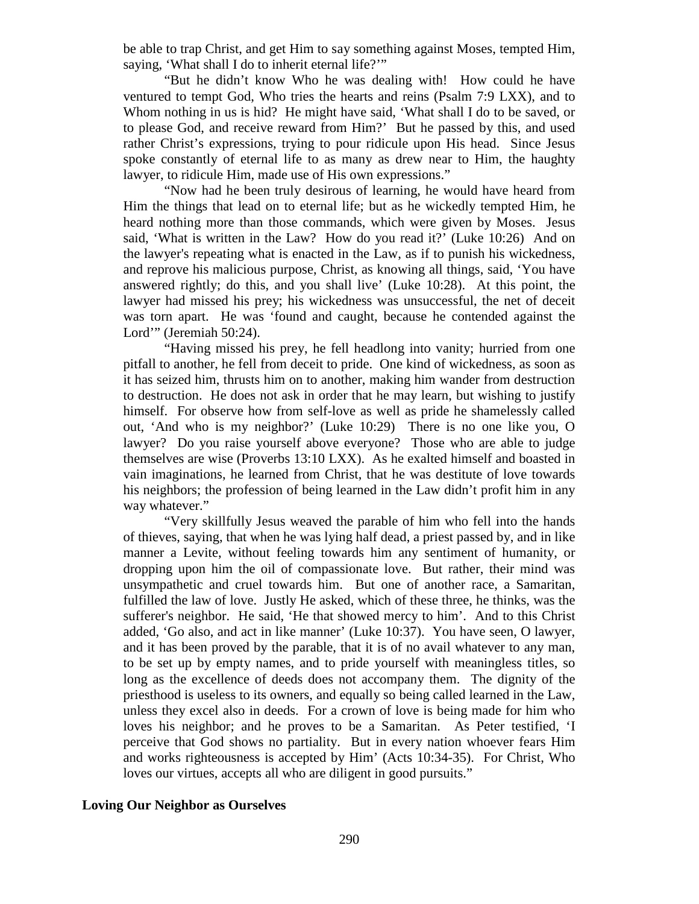be able to trap Christ, and get Him to say something against Moses, tempted Him, saying, 'What shall I do to inherit eternal life?'"

"But he didn't know Who he was dealing with! How could he have ventured to tempt God, Who tries the hearts and reins (Psalm 7:9 LXX), and to Whom nothing in us is hid? He might have said, 'What shall I do to be saved, or to please God, and receive reward from Him?' But he passed by this, and used rather Christ's expressions, trying to pour ridicule upon His head. Since Jesus spoke constantly of eternal life to as many as drew near to Him, the haughty lawyer, to ridicule Him, made use of His own expressions."

"Now had he been truly desirous of learning, he would have heard from Him the things that lead on to eternal life; but as he wickedly tempted Him, he heard nothing more than those commands, which were given by Moses. Jesus said, 'What is written in the Law? How do you read it?' (Luke 10:26) And on the lawyer's repeating what is enacted in the Law, as if to punish his wickedness, and reprove his malicious purpose, Christ, as knowing all things, said, 'You have answered rightly; do this, and you shall live' (Luke 10:28). At this point, the lawyer had missed his prey; his wickedness was unsuccessful, the net of deceit was torn apart. He was 'found and caught, because he contended against the Lord'" (Jeremiah 50:24).

"Having missed his prey, he fell headlong into vanity; hurried from one pitfall to another, he fell from deceit to pride. One kind of wickedness, as soon as it has seized him, thrusts him on to another, making him wander from destruction to destruction. He does not ask in order that he may learn, but wishing to justify himself. For observe how from self-love as well as pride he shamelessly called out, 'And who is my neighbor?' (Luke 10:29) There is no one like you, O lawyer? Do you raise yourself above everyone? Those who are able to judge themselves are wise (Proverbs 13:10 LXX). As he exalted himself and boasted in vain imaginations, he learned from Christ, that he was destitute of love towards his neighbors; the profession of being learned in the Law didn't profit him in any way whatever."

"Very skillfully Jesus weaved the parable of him who fell into the hands of thieves, saying, that when he was lying half dead, a priest passed by, and in like manner a Levite, without feeling towards him any sentiment of humanity, or dropping upon him the oil of compassionate love. But rather, their mind was unsympathetic and cruel towards him. But one of another race, a Samaritan, fulfilled the law of love. Justly He asked, which of these three, he thinks, was the sufferer's neighbor. He said, 'He that showed mercy to him'. And to this Christ added, 'Go also, and act in like manner' (Luke 10:37). You have seen, O lawyer, and it has been proved by the parable, that it is of no avail whatever to any man, to be set up by empty names, and to pride yourself with meaningless titles, so long as the excellence of deeds does not accompany them. The dignity of the priesthood is useless to its owners, and equally so being called learned in the Law, unless they excel also in deeds. For a crown of love is being made for him who loves his neighbor; and he proves to be a Samaritan. As Peter testified, 'I perceive that God shows no partiality. But in every nation whoever fears Him and works righteousness is accepted by Him' (Acts 10:34-35). For Christ, Who loves our virtues, accepts all who are diligent in good pursuits."

**Loving Our Neighbor as Ourselves**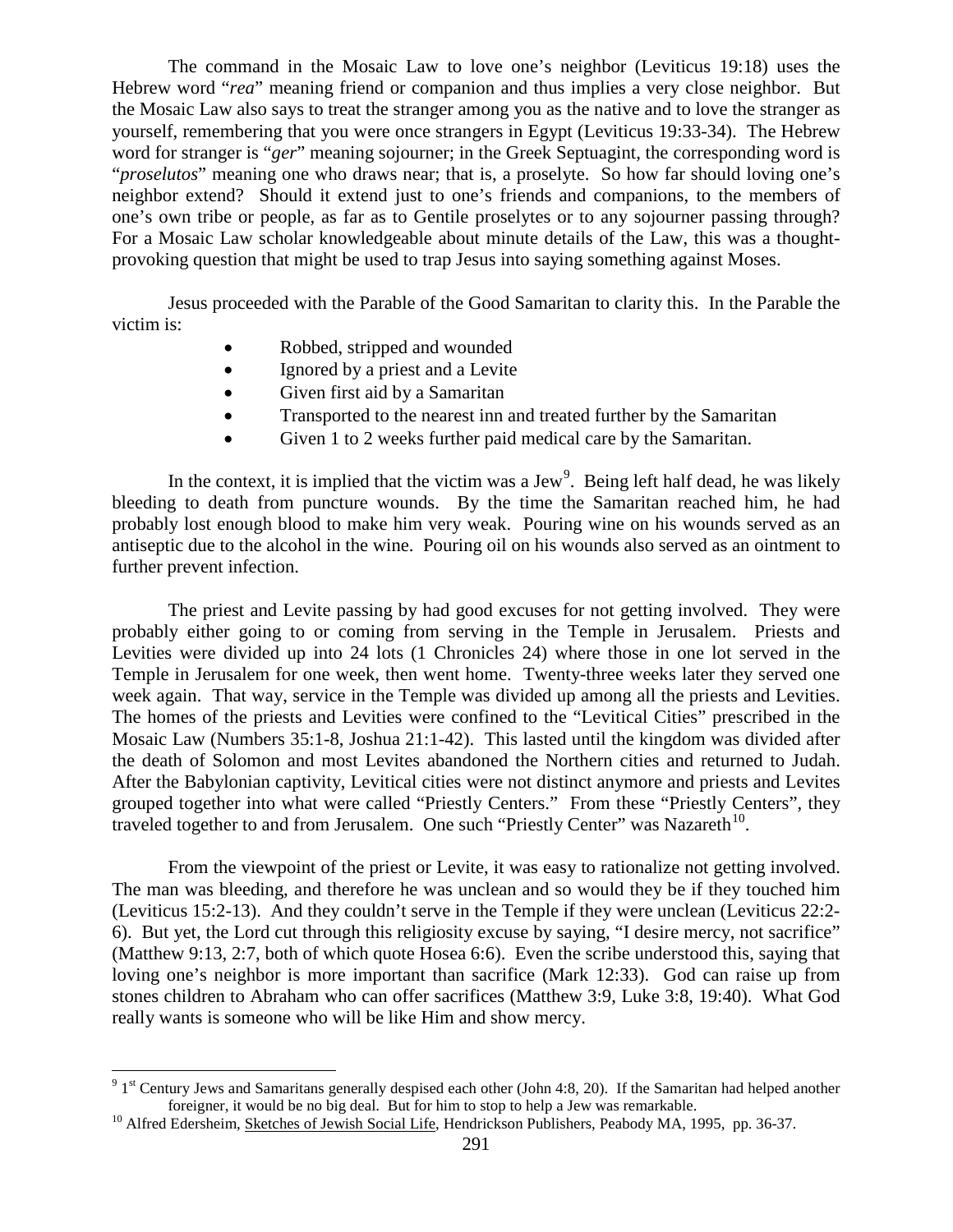The command in the Mosaic Law to love one's neighbor (Leviticus 19:18) uses the Hebrew word "*rea*" meaning friend or companion and thus implies a very close neighbor. But the Mosaic Law also says to treat the stranger among you as the native and to love the stranger as yourself, remembering that you were once strangers in Egypt (Leviticus 19:33-34). The Hebrew word for stranger is "*ger*" meaning sojourner; in the Greek Septuagint, the corresponding word is "*proselutos*" meaning one who draws near; that is, a proselyte. So how far should loving one's neighbor extend? Should it extend just to one's friends and companions, to the members of one's own tribe or people, as far as to Gentile proselytes or to any sojourner passing through? For a Mosaic Law scholar knowledgeable about minute details of the Law, this was a thought-provoking question that might be used to trap Jesus into saying something against Moses.

Jesus proceeded with the Parable of the Good Samaritan to clarity this. In the Parable the victim is:

- Robbed, stripped and wounded
- Ignored by a priest and a Levite
- Given first aid by a Samaritan
- Transported to the nearest inn and treated further by the Samaritan
- Given 1 to 2 weeks further paid medical care by the Samaritan.

In the context, it is implied that the victim was a Jew[9]. Being left half dead, he was likely bleeding to death from puncture wounds. By the time the Samaritan reached him, he had probably lost enough blood to make him very weak. Pouring wine on his wounds served as an antiseptic due to the alcohol in the wine. Pouring oil on his wounds also served as an ointment to further prevent infection.

The priest and Levite passing by had good excuses for not getting involved. They were probably either going to or coming from serving in the Temple in Jerusalem. Priests and Levities were divided up into 24 lots (1 Chronicles 24) where those in one lot served in the Temple in Jerusalem for one week, then went home. Twenty-three weeks later they served one week again. That way, service in the Temple was divided up among all the priests and Levities. The homes of the priests and Levities were confined to the "Levitical Cities" prescribed in the Mosaic Law (Numbers 35:1-8, Joshua 21:1-42). This lasted until the kingdom was divided after the death of Solomon and most Levites abandoned the Northern cities and returned to Judah. After the Babylonian captivity, Levitical cities were not distinct anymore and priests and Levites grouped together into what were called "Priestly Centers." From these "Priestly Centers", they traveled together to and from Jerusalem. One such "Priestly Center" was Nazareth[10].

From the viewpoint of the priest or Levite, it was easy to rationalize not getting involved. The man was bleeding, and therefore he was unclean and so would they be if they touched him (Leviticus 15:2-13). And they couldn't serve in the Temple if they were unclean (Leviticus 22:2-6). But yet, the Lord cut through this religiosity excuse by saying, "I desire mercy, not sacrifice" (Matthew 9:13, 2:7, both of which quote Hosea 6:6). Even the scribe understood this, saying that loving one's neighbor is more important than sacrifice (Mark 12:33). God can raise up from stones children to Abraham who can offer sacrifices (Matthew 3:9, Luke 3:8, 19:40). What God really wants is someone who will be like Him and show mercy.

---

[9] 1st Century Jews and Samaritans generally despised each other (John 4:8, 20). If the Samaritan had helped another foreigner, it would be no big deal. But for him to stop to help a Jew was remarkable.

[10] Alfred Edersheim, Sketches of Jewish Social Life, Hendrickson Publishers, Peabody MA, 1995, pp. 36-37.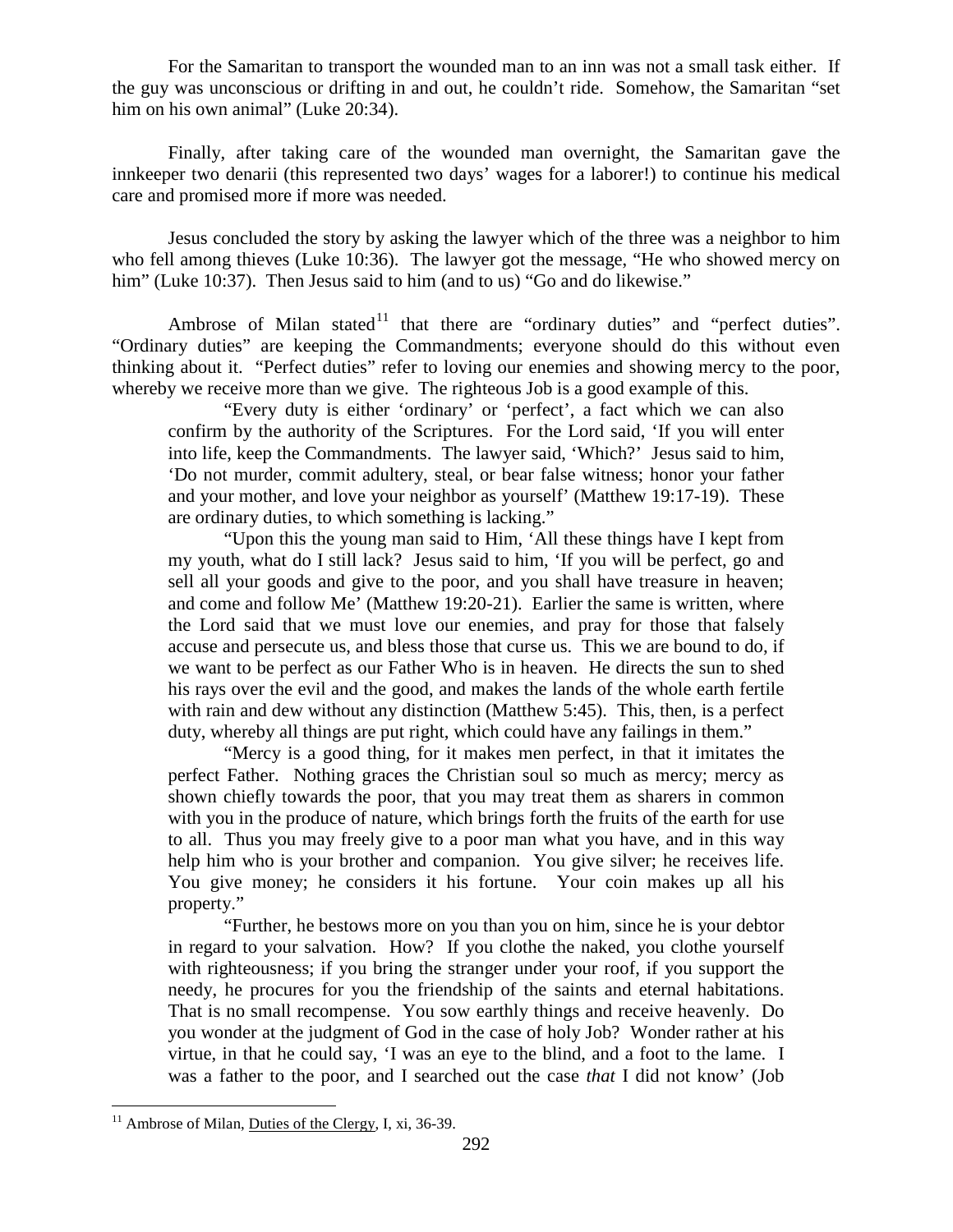For the Samaritan to transport the wounded man to an inn was not a small task either. If the guy was unconscious or drifting in and out, he couldn't ride. Somehow, the Samaritan "set him on his own animal" (Luke 20:34).

Finally, after taking care of the wounded man overnight, the Samaritan gave the innkeeper two denarii (this represented two days' wages for a laborer!) to continue his medical care and promised more if more was needed.

Jesus concluded the story by asking the lawyer which of the three was a neighbor to him who fell among thieves (Luke 10:36). The lawyer got the message, "He who showed mercy on him" (Luke 10:37). Then Jesus said to him (and to us) "Go and do likewise."

Ambrose of Milan stated[11] that there are "ordinary duties" and "perfect duties". "Ordinary duties" are keeping the Commandments; everyone should do this without even thinking about it. "Perfect duties" refer to loving our enemies and showing mercy to the poor, whereby we receive more than we give. The righteous Job is a good example of this.

> "Every duty is either 'ordinary' or 'perfect', a fact which we can also confirm by the authority of the Scriptures. For the Lord said, 'If you will enter into life, keep the Commandments. The lawyer said, 'Which?' Jesus said to him, 'Do not murder, commit adultery, steal, or bear false witness; honor your father and your mother, and love your neighbor as yourself' (Matthew 19:17-19). These are ordinary duties, to which something is lacking."
>
> "Upon this the young man said to Him, 'All these things have I kept from my youth, what do I still lack? Jesus said to him, 'If you will be perfect, go and sell all your goods and give to the poor, and you shall have treasure in heaven; and come and follow Me' (Matthew 19:20-21). Earlier the same is written, where the Lord said that we must love our enemies, and pray for those that falsely accuse and persecute us, and bless those that curse us. This we are bound to do, if we want to be perfect as our Father Who is in heaven. He directs the sun to shed his rays over the evil and the good, and makes the lands of the whole earth fertile with rain and dew without any distinction (Matthew 5:45). This, then, is a perfect duty, whereby all things are put right, which could have any failings in them."
>
> "Mercy is a good thing, for it makes men perfect, in that it imitates the perfect Father. Nothing graces the Christian soul so much as mercy; mercy as shown chiefly towards the poor, that you may treat them as sharers in common with you in the produce of nature, which brings forth the fruits of the earth for use to all. Thus you may freely give to a poor man what you have, and in this way help him who is your brother and companion. You give silver; he receives life. You give money; he considers it his fortune. Your coin makes up all his property."
>
> "Further, he bestows more on you than you on him, since he is your debtor in regard to your salvation. How? If you clothe the naked, you clothe yourself with righteousness; if you bring the stranger under your roof, if you support the needy, he procures for you the friendship of the saints and eternal habitations. That is no small recompense. You sow earthly things and receive heavenly. Do you wonder at the judgment of God in the case of holy Job? Wonder rather at his virtue, in that he could say, 'I was an eye to the blind, and a foot to the lame. I was a father to the poor, and I searched out the case *that* I did not know' (Job

---

[11] Ambrose of Milan, Duties of the Clergy, I, xi, 36-39.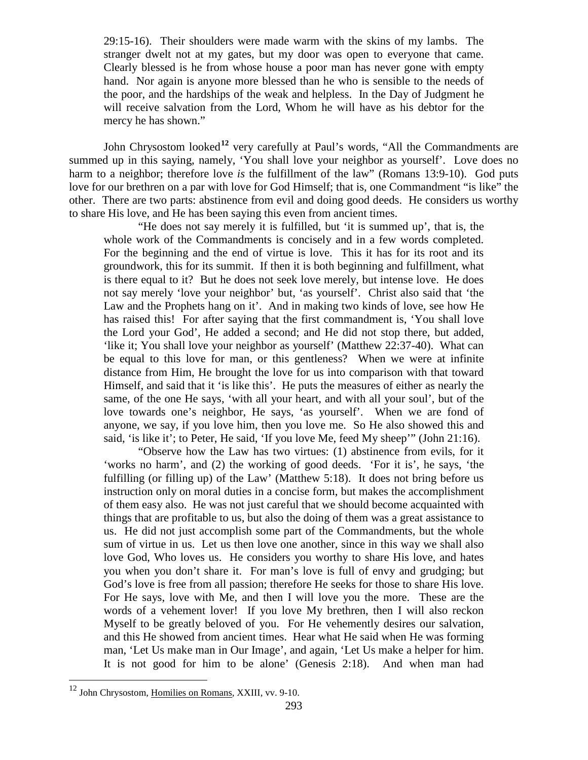29:15-16). Their shoulders were made warm with the skins of my lambs. The stranger dwelt not at my gates, but my door was open to everyone that came. Clearly blessed is he from whose house a poor man has never gone with empty hand. Nor again is anyone more blessed than he who is sensible to the needs of the poor, and the hardships of the weak and helpless. In the Day of Judgment he will receive salvation from the Lord, Whom he will have as his debtor for the mercy he has shown."

John Chrysostom looked[12] very carefully at Paul's words, "All the Commandments are summed up in this saying, namely, 'You shall love your neighbor as yourself'. Love does no harm to a neighbor; therefore love *is* the fulfillment of the law" (Romans 13:9-10). God puts love for our brethren on a par with love for God Himself; that is, one Commandment "is like" the other. There are two parts: abstinence from evil and doing good deeds. He considers us worthy to share His love, and He has been saying this even from ancient times.

> "He does not say merely it is fulfilled, but 'it is summed up', that is, the whole work of the Commandments is concisely and in a few words completed. For the beginning and the end of virtue is love. This it has for its root and its groundwork, this for its summit. If then it is both beginning and fulfillment, what is there equal to it? But he does not seek love merely, but intense love. He does not say merely 'love your neighbor' but, 'as yourself'. Christ also said that 'the Law and the Prophets hang on it'. And in making two kinds of love, see how He has raised this! For after saying that the first commandment is, 'You shall love the Lord your God', He added a second; and He did not stop there, but added, 'like it; You shall love your neighbor as yourself' (Matthew 22:37-40). What can be equal to this love for man, or this gentleness? When we were at infinite distance from Him, He brought the love for us into comparison with that toward Himself, and said that it 'is like this'. He puts the measures of either as nearly the same, of the one He says, 'with all your heart, and with all your soul', but of the love towards one's neighbor, He says, 'as yourself'. When we are fond of anyone, we say, if you love him, then you love me. So He also showed this and said, 'is like it'; to Peter, He said, 'If you love Me, feed My sheep'" (John 21:16).
>
> "Observe how the Law has two virtues: (1) abstinence from evils, for it 'works no harm', and (2) the working of good deeds. 'For it is', he says, 'the fulfilling (or filling up) of the Law' (Matthew 5:18). It does not bring before us instruction only on moral duties in a concise form, but makes the accomplishment of them easy also. He was not just careful that we should become acquainted with things that are profitable to us, but also the doing of them was a great assistance to us. He did not just accomplish some part of the Commandments, but the whole sum of virtue in us. Let us then love one another, since in this way we shall also love God, Who loves us. He considers you worthy to share His love, and hates you when you don't share it. For man's love is full of envy and grudging; but God's love is free from all passion; therefore He seeks for those to share His love. For He says, love with Me, and then I will love you the more. These are the words of a vehement lover! If you love My brethren, then I will also reckon Myself to be greatly beloved of you. For He vehemently desires our salvation, and this He showed from ancient times. Hear what He said when He was forming man, 'Let Us make man in Our Image', and again, 'Let Us make a helper for him. It is not good for him to be alone' (Genesis 2:18). And when man had

[12] John Chrysostom, Homilies on Romans, XXIII, vv. 9-10.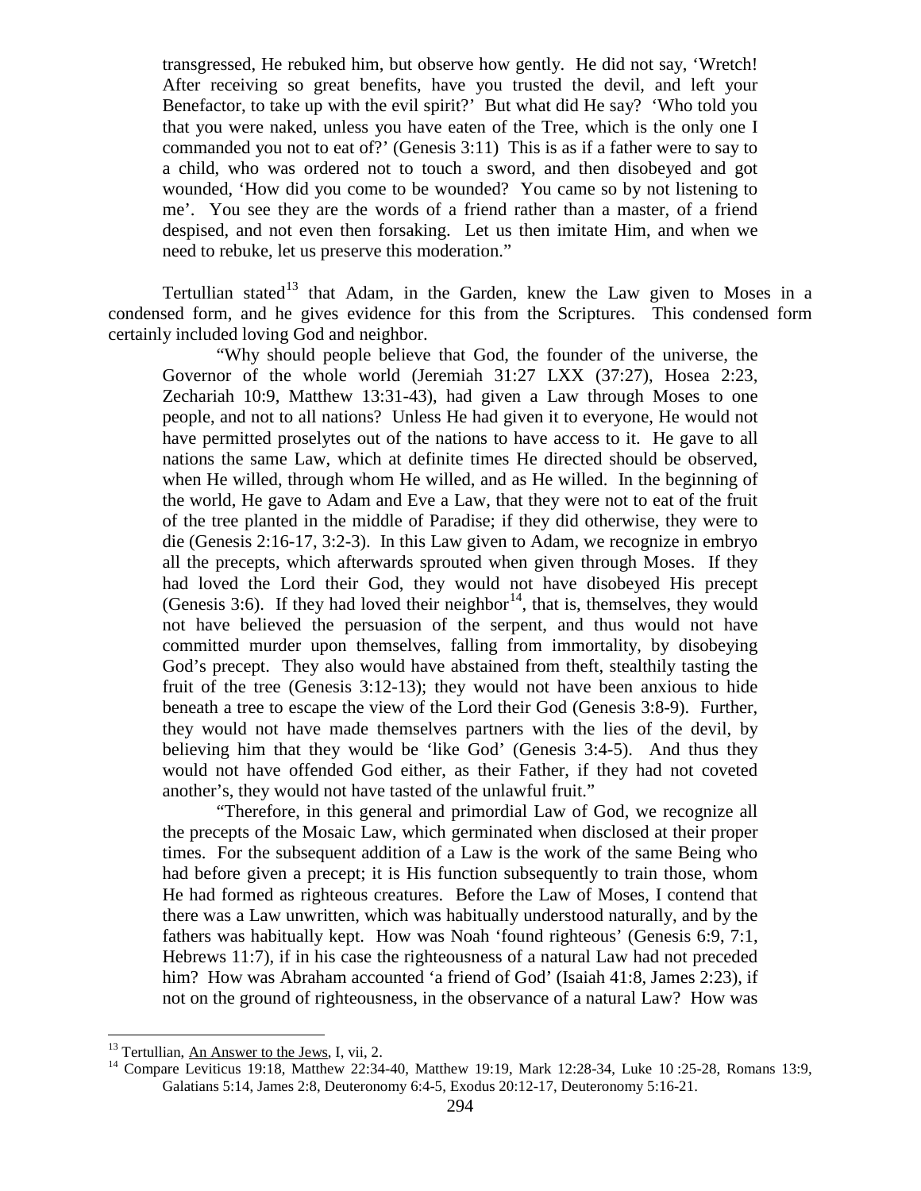transgressed, He rebuked him, but observe how gently. He did not say, 'Wretch! After receiving so great benefits, have you trusted the devil, and left your Benefactor, to take up with the evil spirit?' But what did He say? 'Who told you that you were naked, unless you have eaten of the Tree, which is the only one I commanded you not to eat of?' (Genesis 3:11) This is as if a father were to say to a child, who was ordered not to touch a sword, and then disobeyed and got wounded, 'How did you come to be wounded? You came so by not listening to me'. You see they are the words of a friend rather than a master, of a friend despised, and not even then forsaking. Let us then imitate Him, and when we need to rebuke, let us preserve this moderation."

Tertullian stated[13] that Adam, in the Garden, knew the Law given to Moses in a condensed form, and he gives evidence for this from the Scriptures. This condensed form certainly included loving God and neighbor.

> "Why should people believe that God, the founder of the universe, the Governor of the whole world (Jeremiah 31:27 LXX (37:27), Hosea 2:23, Zechariah 10:9, Matthew 13:31-43), had given a Law through Moses to one people, and not to all nations? Unless He had given it to everyone, He would not have permitted proselytes out of the nations to have access to it. He gave to all nations the same Law, which at definite times He directed should be observed, when He willed, through whom He willed, and as He willed. In the beginning of the world, He gave to Adam and Eve a Law, that they were not to eat of the fruit of the tree planted in the middle of Paradise; if they did otherwise, they were to die (Genesis 2:16-17, 3:2-3). In this Law given to Adam, we recognize in embryo all the precepts, which afterwards sprouted when given through Moses. If they had loved the Lord their God, they would not have disobeyed His precept (Genesis 3:6). If they had loved their neighbor[14], that is, themselves, they would not have believed the persuasion of the serpent, and thus would not have committed murder upon themselves, falling from immortality, by disobeying God's precept. They also would have abstained from theft, stealthily tasting the fruit of the tree (Genesis 3:12-13); they would not have been anxious to hide beneath a tree to escape the view of the Lord their God (Genesis 3:8-9). Further, they would not have made themselves partners with the lies of the devil, by believing him that they would be 'like God' (Genesis 3:4-5). And thus they would not have offended God either, as their Father, if they had not coveted another's, they would not have tasted of the unlawful fruit."
>
> "Therefore, in this general and primordial Law of God, we recognize all the precepts of the Mosaic Law, which germinated when disclosed at their proper times. For the subsequent addition of a Law is the work of the same Being who had before given a precept; it is His function subsequently to train those, whom He had formed as righteous creatures. Before the Law of Moses, I contend that there was a Law unwritten, which was habitually understood naturally, and by the fathers was habitually kept. How was Noah 'found righteous' (Genesis 6:9, 7:1, Hebrews 11:7), if in his case the righteousness of a natural Law had not preceded him? How was Abraham accounted 'a friend of God' (Isaiah 41:8, James 2:23), if not on the ground of righteousness, in the observance of a natural Law? How was

---

[13] Tertullian, An Answer to the Jews, I, vii, 2.

[14] Compare Leviticus 19:18, Matthew 22:34-40, Matthew 19:19, Mark 12:28-34, Luke 10 :25-28, Romans 13:9, Galatians 5:14, James 2:8, Deuteronomy 6:4-5, Exodus 20:12-17, Deuteronomy 5:16-21.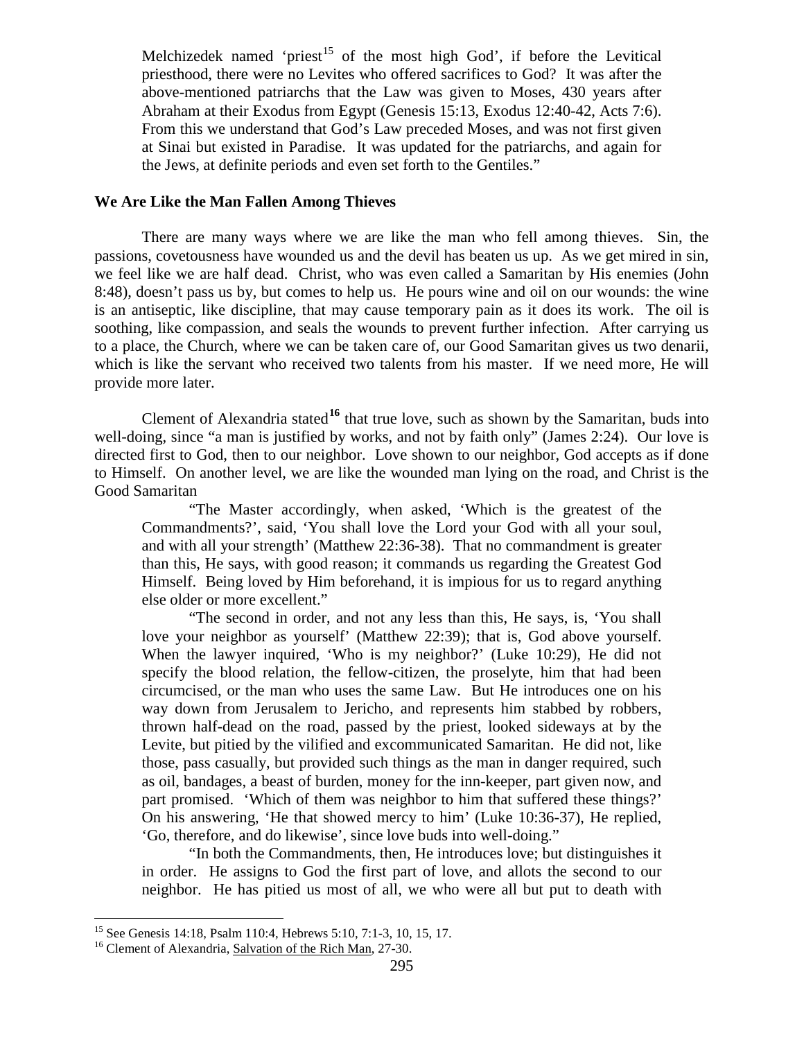> Melchizedek named 'priest[15] of the most high God', if before the Levitical priesthood, there were no Levites who offered sacrifices to God? It was after the above-mentioned patriarchs that the Law was given to Moses, 430 years after Abraham at their Exodus from Egypt (Genesis 15:13, Exodus 12:40-42, Acts 7:6). From this we understand that God's Law preceded Moses, and was not first given at Sinai but existed in Paradise. It was updated for the patriarchs, and again for the Jews, at definite periods and even set forth to the Gentiles."

**We Are Like the Man Fallen Among Thieves**

There are many ways where we are like the man who fell among thieves. Sin, the passions, covetousness have wounded us and the devil has beaten us up. As we get mired in sin, we feel like we are half dead. Christ, who was even called a Samaritan by His enemies (John 8:48), doesn't pass us by, but comes to help us. He pours wine and oil on our wounds: the wine is an antiseptic, like discipline, that may cause temporary pain as it does its work. The oil is soothing, like compassion, and seals the wounds to prevent further infection. After carrying us to a place, the Church, where we can be taken care of, our Good Samaritan gives us two denarii, which is like the servant who received two talents from his master. If we need more, He will provide more later.

Clement of Alexandria stated[16] that true love, such as shown by the Samaritan, buds into well-doing, since "a man is justified by works, and not by faith only" (James 2:24). Our love is directed first to God, then to our neighbor. Love shown to our neighbor, God accepts as if done to Himself. On another level, we are like the wounded man lying on the road, and Christ is the Good Samaritan

> "The Master accordingly, when asked, 'Which is the greatest of the Commandments?', said, 'You shall love the Lord your God with all your soul, and with all your strength' (Matthew 22:36-38). That no commandment is greater than this, He says, with good reason; it commands us regarding the Greatest God Himself. Being loved by Him beforehand, it is impious for us to regard anything else older or more excellent."
>
> "The second in order, and not any less than this, He says, is, 'You shall love your neighbor as yourself' (Matthew 22:39); that is, God above yourself. When the lawyer inquired, 'Who is my neighbor?' (Luke 10:29), He did not specify the blood relation, the fellow-citizen, the proselyte, him that had been circumcised, or the man who uses the same Law. But He introduces one on his way down from Jerusalem to Jericho, and represents him stabbed by robbers, thrown half-dead on the road, passed by the priest, looked sideways at by the Levite, but pitied by the vilified and excommunicated Samaritan. He did not, like those, pass casually, but provided such things as the man in danger required, such as oil, bandages, a beast of burden, money for the inn-keeper, part given now, and part promised. 'Which of them was neighbor to him that suffered these things?' On his answering, 'He that showed mercy to him' (Luke 10:36-37), He replied, 'Go, therefore, and do likewise', since love buds into well-doing."
>
> "In both the Commandments, then, He introduces love; but distinguishes it in order. He assigns to God the first part of love, and allots the second to our neighbor. He has pitied us most of all, we who were all but put to death with

---

[15] See Genesis 14:18, Psalm 110:4, Hebrews 5:10, 7:1-3, 10, 15, 17.

[16] Clement of Alexandria, Salvation of the Rich Man, 27-30.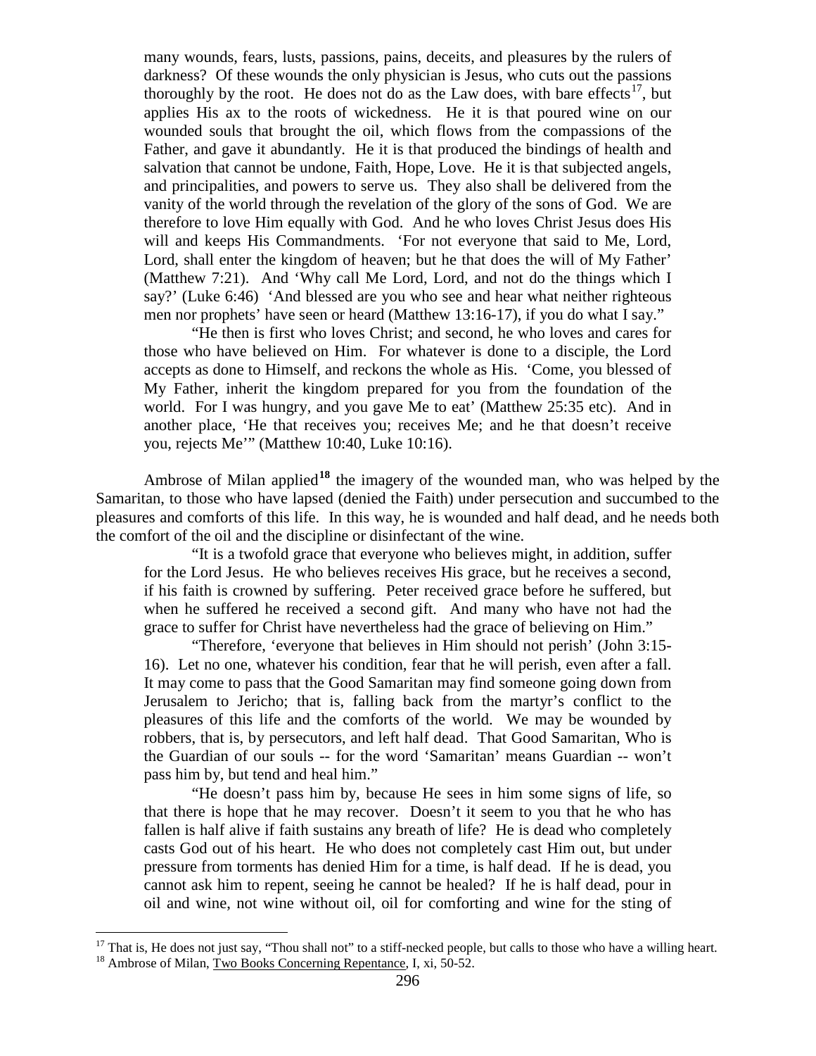> many wounds, fears, lusts, passions, pains, deceits, and pleasures by the rulers of darkness? Of these wounds the only physician is Jesus, who cuts out the passions thoroughly by the root. He does not do as the Law does, with bare effects[17], but applies His ax to the roots of wickedness. He it is that poured wine on our wounded souls that brought the oil, which flows from the compassions of the Father, and gave it abundantly. He it is that produced the bindings of health and salvation that cannot be undone, Faith, Hope, Love. He it is that subjected angels, and principalities, and powers to serve us. They also shall be delivered from the vanity of the world through the revelation of the glory of the sons of God. We are therefore to love Him equally with God. And he who loves Christ Jesus does His will and keeps His Commandments. 'For not everyone that said to Me, Lord, Lord, shall enter the kingdom of heaven; but he that does the will of My Father' (Matthew 7:21). And 'Why call Me Lord, Lord, and not do the things which I say?' (Luke 6:46) 'And blessed are you who see and hear what neither righteous men nor prophets' have seen or heard (Matthew 13:16-17), if you do what I say."
>
> "He then is first who loves Christ; and second, he who loves and cares for those who have believed on Him. For whatever is done to a disciple, the Lord accepts as done to Himself, and reckons the whole as His. 'Come, you blessed of My Father, inherit the kingdom prepared for you from the foundation of the world. For I was hungry, and you gave Me to eat' (Matthew 25:35 etc). And in another place, 'He that receives you; receives Me; and he that doesn't receive you, rejects Me'" (Matthew 10:40, Luke 10:16).

Ambrose of Milan applied**[18]** the imagery of the wounded man, who was helped by the Samaritan, to those who have lapsed (denied the Faith) under persecution and succumbed to the pleasures and comforts of this life. In this way, he is wounded and half dead, and he needs both the comfort of the oil and the discipline or disinfectant of the wine.

> "It is a twofold grace that everyone who believes might, in addition, suffer for the Lord Jesus. He who believes receives His grace, but he receives a second, if his faith is crowned by suffering. Peter received grace before he suffered, but when he suffered he received a second gift. And many who have not had the grace to suffer for Christ have nevertheless had the grace of believing on Him."
>
> "Therefore, 'everyone that believes in Him should not perish' (John 3:15-16). Let no one, whatever his condition, fear that he will perish, even after a fall. It may come to pass that the Good Samaritan may find someone going down from Jerusalem to Jericho; that is, falling back from the martyr's conflict to the pleasures of this life and the comforts of the world. We may be wounded by robbers, that is, by persecutors, and left half dead. That Good Samaritan, Who is the Guardian of our souls -- for the word 'Samaritan' means Guardian -- won't pass him by, but tend and heal him."
>
> "He doesn't pass him by, because He sees in him some signs of life, so that there is hope that he may recover. Doesn't it seem to you that he who has fallen is half alive if faith sustains any breath of life? He is dead who completely casts God out of his heart. He who does not completely cast Him out, but under pressure from torments has denied Him for a time, is half dead. If he is dead, you cannot ask him to repent, seeing he cannot be healed? If he is half dead, pour in oil and wine, not wine without oil, oil for comforting and wine for the sting of

---

[17] That is, He does not just say, "Thou shall not" to a stiff-necked people, but calls to those who have a willing heart.

[18] Ambrose of Milan, Two Books Concerning Repentance, I, xi, 50-52.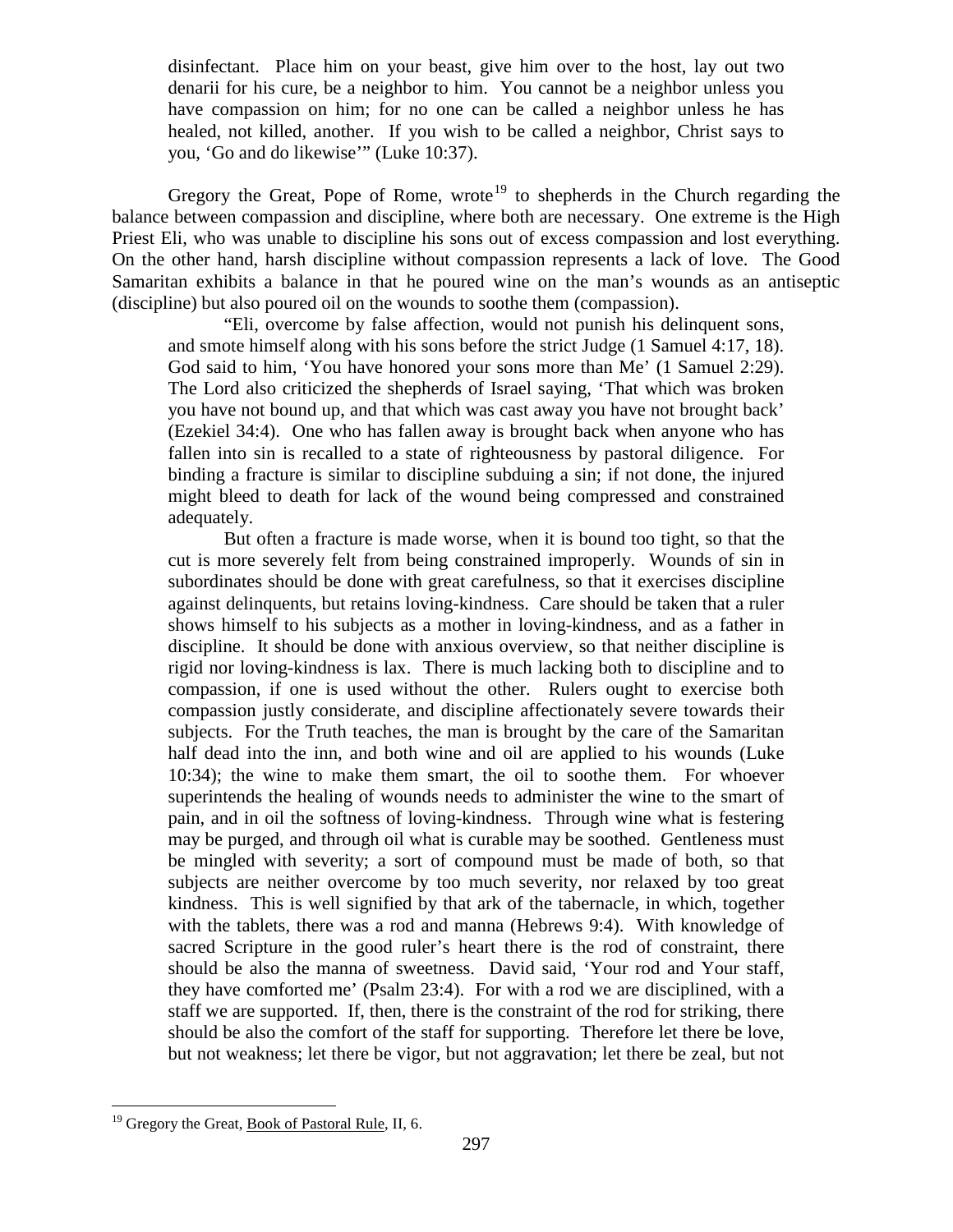disinfectant. Place him on your beast, give him over to the host, lay out two denarii for his cure, be a neighbor to him. You cannot be a neighbor unless you have compassion on him; for no one can be called a neighbor unless he has healed, not killed, another. If you wish to be called a neighbor, Christ says to you, 'Go and do likewise'" (Luke 10:37).

Gregory the Great, Pope of Rome, wrote[19] to shepherds in the Church regarding the balance between compassion and discipline, where both are necessary. One extreme is the High Priest Eli, who was unable to discipline his sons out of excess compassion and lost everything. On the other hand, harsh discipline without compassion represents a lack of love. The Good Samaritan exhibits a balance in that he poured wine on the man's wounds as an antiseptic (discipline) but also poured oil on the wounds to soothe them (compassion).

> "Eli, overcome by false affection, would not punish his delinquent sons, and smote himself along with his sons before the strict Judge (1 Samuel 4:17, 18). God said to him, 'You have honored your sons more than Me' (1 Samuel 2:29). The Lord also criticized the shepherds of Israel saying, 'That which was broken you have not bound up, and that which was cast away you have not brought back' (Ezekiel 34:4). One who has fallen away is brought back when anyone who has fallen into sin is recalled to a state of righteousness by pastoral diligence. For binding a fracture is similar to discipline subduing a sin; if not done, the injured might bleed to death for lack of the wound being compressed and constrained adequately.
>
> But often a fracture is made worse, when it is bound too tight, so that the cut is more severely felt from being constrained improperly. Wounds of sin in subordinates should be done with great carefulness, so that it exercises discipline against delinquents, but retains loving-kindness. Care should be taken that a ruler shows himself to his subjects as a mother in loving-kindness, and as a father in discipline. It should be done with anxious overview, so that neither discipline is rigid nor loving-kindness is lax. There is much lacking both to discipline and to compassion, if one is used without the other. Rulers ought to exercise both compassion justly considerate, and discipline affectionately severe towards their subjects. For the Truth teaches, the man is brought by the care of the Samaritan half dead into the inn, and both wine and oil are applied to his wounds (Luke 10:34); the wine to make them smart, the oil to soothe them. For whoever superintends the healing of wounds needs to administer the wine to the smart of pain, and in oil the softness of loving-kindness. Through wine what is festering may be purged, and through oil what is curable may be soothed. Gentleness must be mingled with severity; a sort of compound must be made of both, so that subjects are neither overcome by too much severity, nor relaxed by too great kindness. This is well signified by that ark of the tabernacle, in which, together with the tablets, there was a rod and manna (Hebrews 9:4). With knowledge of sacred Scripture in the good ruler's heart there is the rod of constraint, there should be also the manna of sweetness. David said, 'Your rod and Your staff, they have comforted me' (Psalm 23:4). For with a rod we are disciplined, with a staff we are supported. If, then, there is the constraint of the rod for striking, there should be also the comfort of the staff for supporting. Therefore let there be love, but not weakness; let there be vigor, but not aggravation; let there be zeal, but not

---

[19] Gregory the Great, Book of Pastoral Rule, II, 6.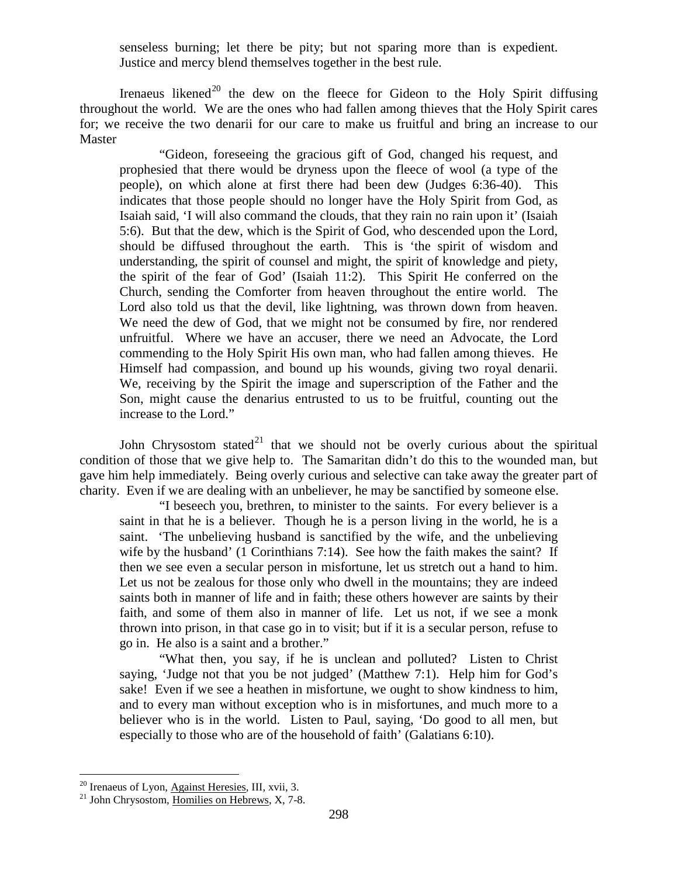senseless burning; let there be pity; but not sparing more than is expedient. Justice and mercy blend themselves together in the best rule.

Irenaeus likened[20] the dew on the fleece for Gideon to the Holy Spirit diffusing throughout the world. We are the ones who had fallen among thieves that the Holy Spirit cares for; we receive the two denarii for our care to make us fruitful and bring an increase to our Master

> "Gideon, foreseeing the gracious gift of God, changed his request, and prophesied that there would be dryness upon the fleece of wool (a type of the people), on which alone at first there had been dew (Judges 6:36-40). This indicates that those people should no longer have the Holy Spirit from God, as Isaiah said, 'I will also command the clouds, that they rain no rain upon it' (Isaiah 5:6). But that the dew, which is the Spirit of God, who descended upon the Lord, should be diffused throughout the earth. This is 'the spirit of wisdom and understanding, the spirit of counsel and might, the spirit of knowledge and piety, the spirit of the fear of God' (Isaiah 11:2). This Spirit He conferred on the Church, sending the Comforter from heaven throughout the entire world. The Lord also told us that the devil, like lightning, was thrown down from heaven. We need the dew of God, that we might not be consumed by fire, nor rendered unfruitful. Where we have an accuser, there we need an Advocate, the Lord commending to the Holy Spirit His own man, who had fallen among thieves. He Himself had compassion, and bound up his wounds, giving two royal denarii. We, receiving by the Spirit the image and superscription of the Father and the Son, might cause the denarius entrusted to us to be fruitful, counting out the increase to the Lord."

John Chrysostom stated[21] that we should not be overly curious about the spiritual condition of those that we give help to. The Samaritan didn't do this to the wounded man, but gave him help immediately. Being overly curious and selective can take away the greater part of charity. Even if we are dealing with an unbeliever, he may be sanctified by someone else.

> "I beseech you, brethren, to minister to the saints. For every believer is a saint in that he is a believer. Though he is a person living in the world, he is a saint. 'The unbelieving husband is sanctified by the wife, and the unbelieving wife by the husband' (1 Corinthians 7:14). See how the faith makes the saint? If then we see even a secular person in misfortune, let us stretch out a hand to him. Let us not be zealous for those only who dwell in the mountains; they are indeed saints both in manner of life and in faith; these others however are saints by their faith, and some of them also in manner of life. Let us not, if we see a monk thrown into prison, in that case go in to visit; but if it is a secular person, refuse to go in. He also is a saint and a brother."
>
> "What then, you say, if he is unclean and polluted? Listen to Christ saying, 'Judge not that you be not judged' (Matthew 7:1). Help him for God's sake! Even if we see a heathen in misfortune, we ought to show kindness to him, and to every man without exception who is in misfortunes, and much more to a believer who is in the world. Listen to Paul, saying, 'Do good to all men, but especially to those who are of the household of faith' (Galatians 6:10).

---

[20] Irenaeus of Lyon, Against Heresies, III, xvii, 3.

[21] John Chrysostom, Homilies on Hebrews, X, 7-8.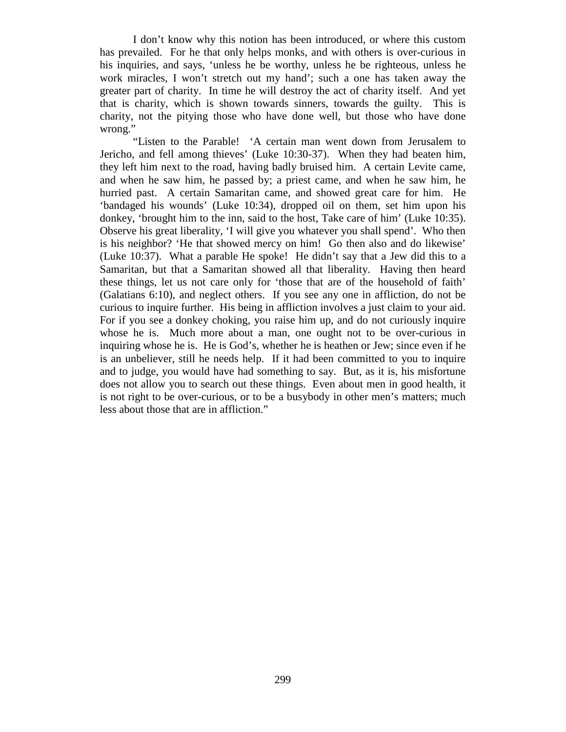I don't know why this notion has been introduced, or where this custom has prevailed. For he that only helps monks, and with others is over-curious in his inquiries, and says, 'unless he be worthy, unless he be righteous, unless he work miracles, I won't stretch out my hand'; such a one has taken away the greater part of charity. In time he will destroy the act of charity itself. And yet that is charity, which is shown towards sinners, towards the guilty. This is charity, not the pitying those who have done well, but those who have done wrong."

"Listen to the Parable! 'A certain man went down from Jerusalem to Jericho, and fell among thieves' (Luke 10:30-37). When they had beaten him, they left him next to the road, having badly bruised him. A certain Levite came, and when he saw him, he passed by; a priest came, and when he saw him, he hurried past. A certain Samaritan came, and showed great care for him. He 'bandaged his wounds' (Luke 10:34), dropped oil on them, set him upon his donkey, 'brought him to the inn, said to the host, Take care of him' (Luke 10:35). Observe his great liberality, 'I will give you whatever you shall spend'. Who then is his neighbor? 'He that showed mercy on him! Go then also and do likewise' (Luke 10:37). What a parable He spoke! He didn't say that a Jew did this to a Samaritan, but that a Samaritan showed all that liberality. Having then heard these things, let us not care only for 'those that are of the household of faith' (Galatians 6:10), and neglect others. If you see any one in affliction, do not be curious to inquire further. His being in affliction involves a just claim to your aid. For if you see a donkey choking, you raise him up, and do not curiously inquire whose he is. Much more about a man, one ought not to be over-curious in inquiring whose he is. He is God's, whether he is heathen or Jew; since even if he is an unbeliever, still he needs help. If it had been committed to you to inquire and to judge, you would have had something to say. But, as it is, his misfortune does not allow you to search out these things. Even about men in good health, it is not right to be over-curious, or to be a busybody in other men's matters; much less about those that are in affliction."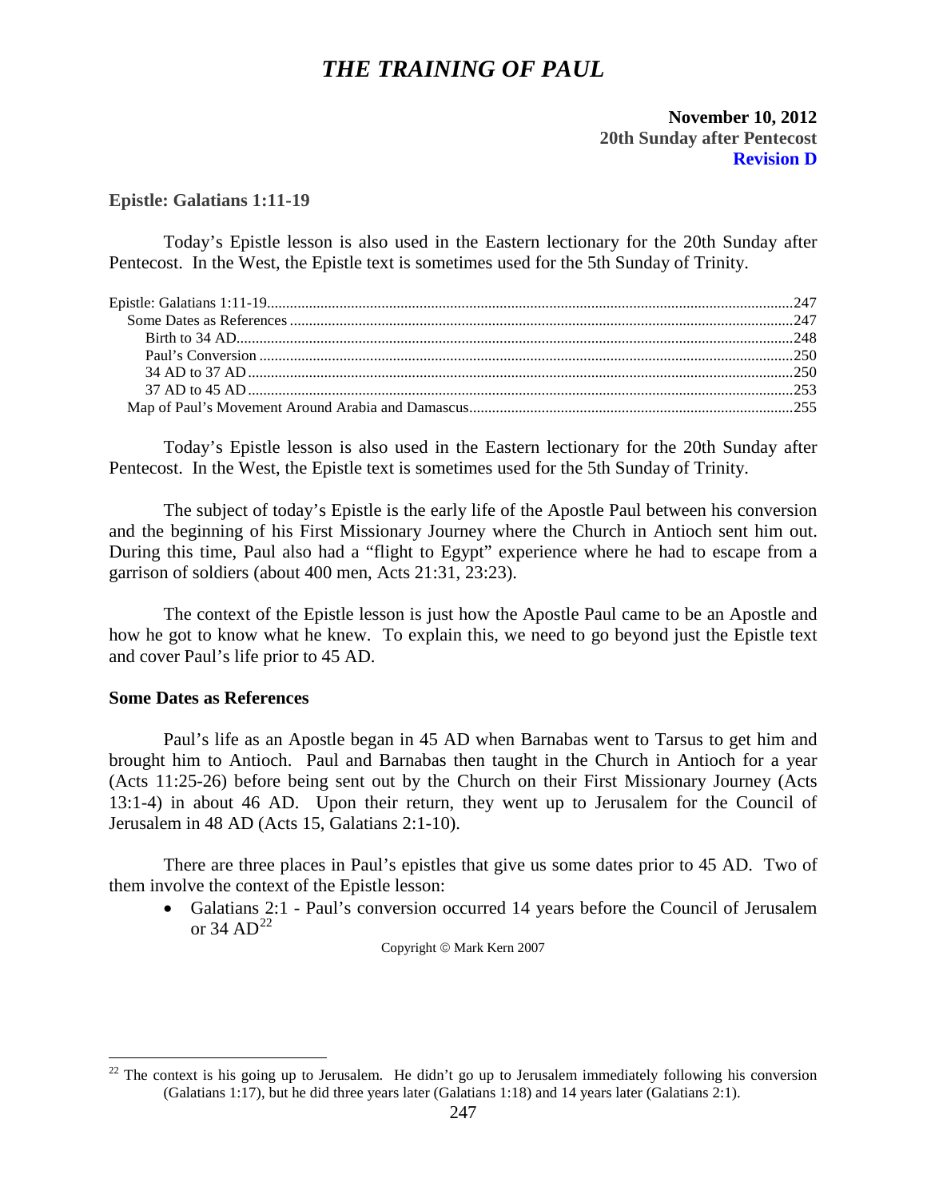# *THE TRAINING OF PAUL*

**November 10, 2012**
**20th Sunday after Pentecost**
**Revision D**

### Epistle: Galatians 1:11-19

Today's Epistle lesson is also used in the Eastern lectionary for the 20th Sunday after Pentecost. In the West, the Epistle text is sometimes used for the 5th Sunday of Trinity.

Epistle: Galatians 1:11-19 ....... 247
- Some Dates as References ....... 247
  - Birth to 34 AD ....... 248
  - Paul's Conversion ....... 250
  - 34 AD to 37 AD ....... 250
  - 37 AD to 45 AD ....... 253
- Map of Paul's Movement Around Arabia and Damascus ....... 255

Today's Epistle lesson is also used in the Eastern lectionary for the 20th Sunday after Pentecost. In the West, the Epistle text is sometimes used for the 5th Sunday of Trinity.

The subject of today's Epistle is the early life of the Apostle Paul between his conversion and the beginning of his First Missionary Journey where the Church in Antioch sent him out. During this time, Paul also had a "flight to Egypt" experience where he had to escape from a garrison of soldiers (about 400 men, Acts 21:31, 23:23).

The context of the Epistle lesson is just how the Apostle Paul came to be an Apostle and how he got to know what he knew. To explain this, we need to go beyond just the Epistle text and cover Paul's life prior to 45 AD.

### Some Dates as References

Paul's life as an Apostle began in 45 AD when Barnabas went to Tarsus to get him and brought him to Antioch. Paul and Barnabas then taught in the Church in Antioch for a year (Acts 11:25-26) before being sent out by the Church on their First Missionary Journey (Acts 13:1-4) in about 46 AD. Upon their return, they went up to Jerusalem for the Council of Jerusalem in 48 AD (Acts 15, Galatians 2:1-10).

There are three places in Paul's epistles that give us some dates prior to 45 AD. Two of them involve the context of the Epistle lesson:

- Galatians 2:1 - Paul's conversion occurred 14 years before the Council of Jerusalem or 34 AD[22]

Copyright © Mark Kern 2007

[22] The context is his going up to Jerusalem. He didn't go up to Jerusalem immediately following his conversion (Galatians 1:17), but he did three years later (Galatians 1:18) and 14 years later (Galatians 2:1).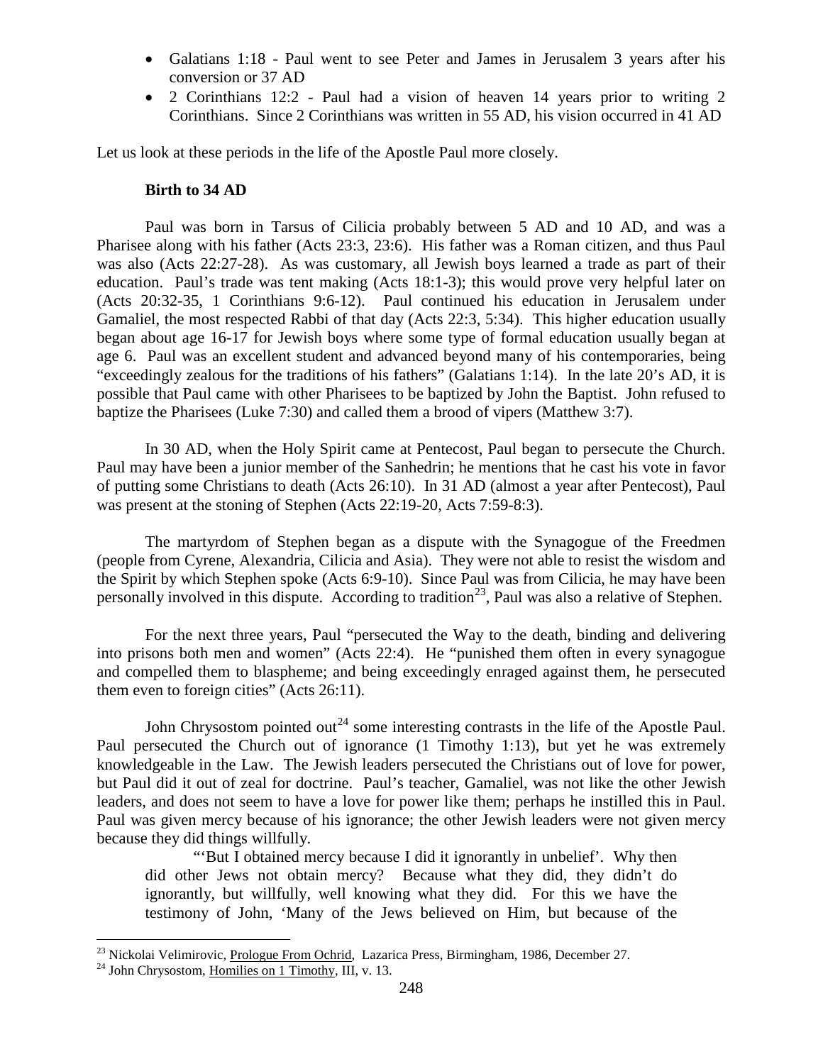- Galatians 1:18 - Paul went to see Peter and James in Jerusalem 3 years after his conversion or 37 AD
- 2 Corinthians 12:2 - Paul had a vision of heaven 14 years prior to writing 2 Corinthians. Since 2 Corinthians was written in 55 AD, his vision occurred in 41 AD

Let us look at these periods in the life of the Apostle Paul more closely.

### Birth to 34 AD

Paul was born in Tarsus of Cilicia probably between 5 AD and 10 AD, and was a Pharisee along with his father (Acts 23:3, 23:6). His father was a Roman citizen, and thus Paul was also (Acts 22:27-28). As was customary, all Jewish boys learned a trade as part of their education. Paul's trade was tent making (Acts 18:1-3); this would prove very helpful later on (Acts 20:32-35, 1 Corinthians 9:6-12). Paul continued his education in Jerusalem under Gamaliel, the most respected Rabbi of that day (Acts 22:3, 5:34). This higher education usually began about age 16-17 for Jewish boys where some type of formal education usually began at age 6. Paul was an excellent student and advanced beyond many of his contemporaries, being "exceedingly zealous for the traditions of his fathers" (Galatians 1:14). In the late 20's AD, it is possible that Paul came with other Pharisees to be baptized by John the Baptist. John refused to baptize the Pharisees (Luke 7:30) and called them a brood of vipers (Matthew 3:7).

In 30 AD, when the Holy Spirit came at Pentecost, Paul began to persecute the Church. Paul may have been a junior member of the Sanhedrin; he mentions that he cast his vote in favor of putting some Christians to death (Acts 26:10). In 31 AD (almost a year after Pentecost), Paul was present at the stoning of Stephen (Acts 22:19-20, Acts 7:59-8:3).

The martyrdom of Stephen began as a dispute with the Synagogue of the Freedmen (people from Cyrene, Alexandria, Cilicia and Asia). They were not able to resist the wisdom and the Spirit by which Stephen spoke (Acts 6:9-10). Since Paul was from Cilicia, he may have been personally involved in this dispute. According to tradition[23], Paul was also a relative of Stephen.

For the next three years, Paul "persecuted the Way to the death, binding and delivering into prisons both men and women" (Acts 22:4). He "punished them often in every synagogue and compelled them to blaspheme; and being exceedingly enraged against them, he persecuted them even to foreign cities" (Acts 26:11).

John Chrysostom pointed out[24] some interesting contrasts in the life of the Apostle Paul. Paul persecuted the Church out of ignorance (1 Timothy 1:13), but yet he was extremely knowledgeable in the Law. The Jewish leaders persecuted the Christians out of love for power, but Paul did it out of zeal for doctrine. Paul's teacher, Gamaliel, was not like the other Jewish leaders, and does not seem to have a love for power like them; perhaps he instilled this in Paul. Paul was given mercy because of his ignorance; the other Jewish leaders were not given mercy because they did things willfully.

> "'But I obtained mercy because I did it ignorantly in unbelief'. Why then did other Jews not obtain mercy? Because what they did, they didn't do ignorantly, but willfully, well knowing what they did. For this we have the testimony of John, 'Many of the Jews believed on Him, but because of the

---

[23] Nickolai Velimirovic, Prologue From Ochrid, Lazarica Press, Birmingham, 1986, December 27.

[24] John Chrysostom, Homilies on 1 Timothy, III, v. 13.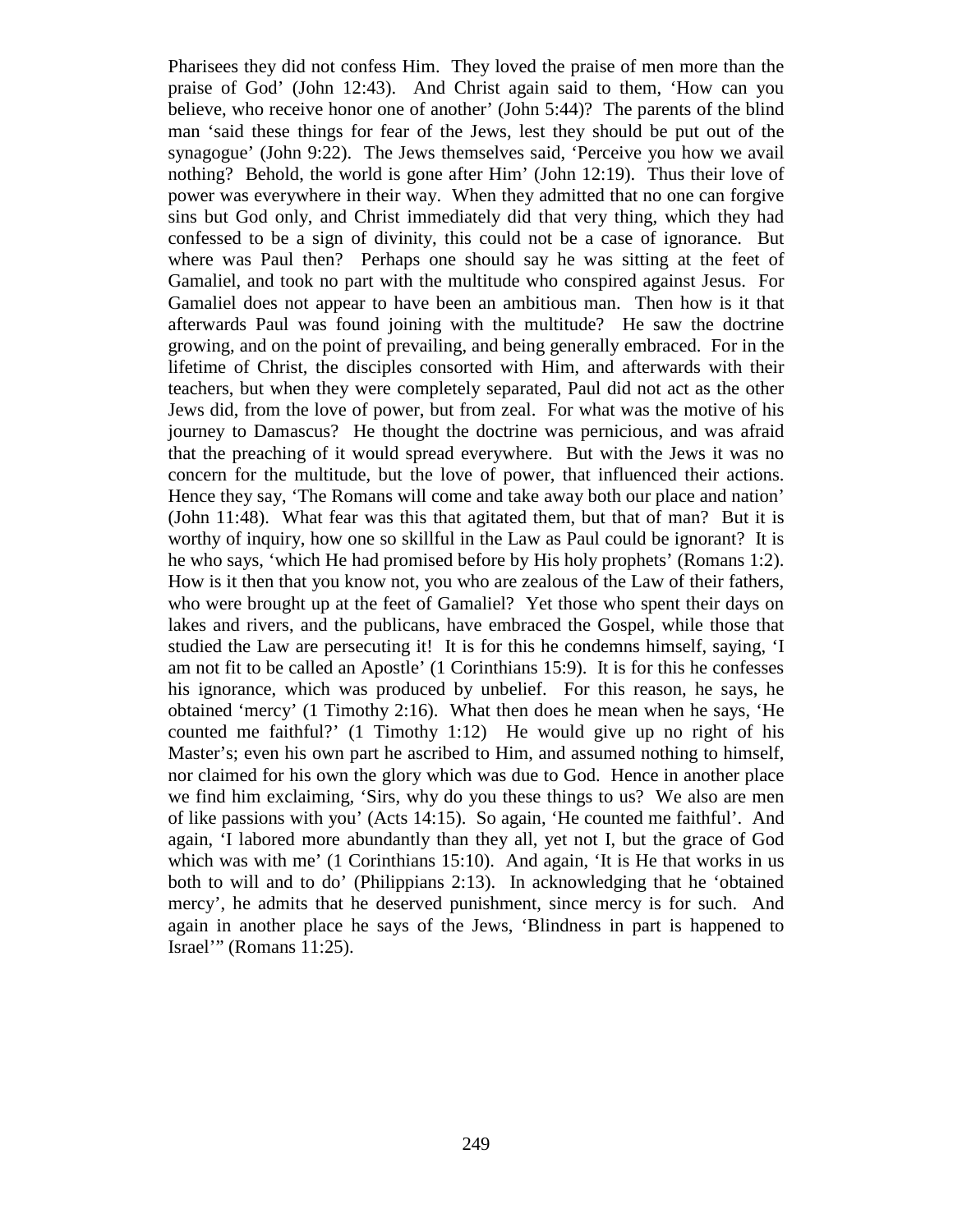Pharisees they did not confess Him. They loved the praise of men more than the praise of God' (John 12:43). And Christ again said to them, 'How can you believe, who receive honor one of another' (John 5:44)? The parents of the blind man 'said these things for fear of the Jews, lest they should be put out of the synagogue' (John 9:22). The Jews themselves said, 'Perceive you how we avail nothing? Behold, the world is gone after Him' (John 12:19). Thus their love of power was everywhere in their way. When they admitted that no one can forgive sins but God only, and Christ immediately did that very thing, which they had confessed to be a sign of divinity, this could not be a case of ignorance. But where was Paul then? Perhaps one should say he was sitting at the feet of Gamaliel, and took no part with the multitude who conspired against Jesus. For Gamaliel does not appear to have been an ambitious man. Then how is it that afterwards Paul was found joining with the multitude? He saw the doctrine growing, and on the point of prevailing, and being generally embraced. For in the lifetime of Christ, the disciples consorted with Him, and afterwards with their teachers, but when they were completely separated, Paul did not act as the other Jews did, from the love of power, but from zeal. For what was the motive of his journey to Damascus? He thought the doctrine was pernicious, and was afraid that the preaching of it would spread everywhere. But with the Jews it was no concern for the multitude, but the love of power, that influenced their actions. Hence they say, 'The Romans will come and take away both our place and nation' (John 11:48). What fear was this that agitated them, but that of man? But it is worthy of inquiry, how one so skillful in the Law as Paul could be ignorant? It is he who says, 'which He had promised before by His holy prophets' (Romans 1:2). How is it then that you know not, you who are zealous of the Law of their fathers, who were brought up at the feet of Gamaliel? Yet those who spent their days on lakes and rivers, and the publicans, have embraced the Gospel, while those that studied the Law are persecuting it! It is for this he condemns himself, saying, 'I am not fit to be called an Apostle' (1 Corinthians 15:9). It is for this he confesses his ignorance, which was produced by unbelief. For this reason, he says, he obtained 'mercy' (1 Timothy 2:16). What then does he mean when he says, 'He counted me faithful?' (1 Timothy 1:12) He would give up no right of his Master's; even his own part he ascribed to Him, and assumed nothing to himself, nor claimed for his own the glory which was due to God. Hence in another place we find him exclaiming, 'Sirs, why do you these things to us? We also are men of like passions with you' (Acts 14:15). So again, 'He counted me faithful'. And again, 'I labored more abundantly than they all, yet not I, but the grace of God which was with me' (1 Corinthians 15:10). And again, 'It is He that works in us both to will and to do' (Philippians 2:13). In acknowledging that he 'obtained mercy', he admits that he deserved punishment, since mercy is for such. And again in another place he says of the Jews, 'Blindness in part is happened to Israel'" (Romans 11:25).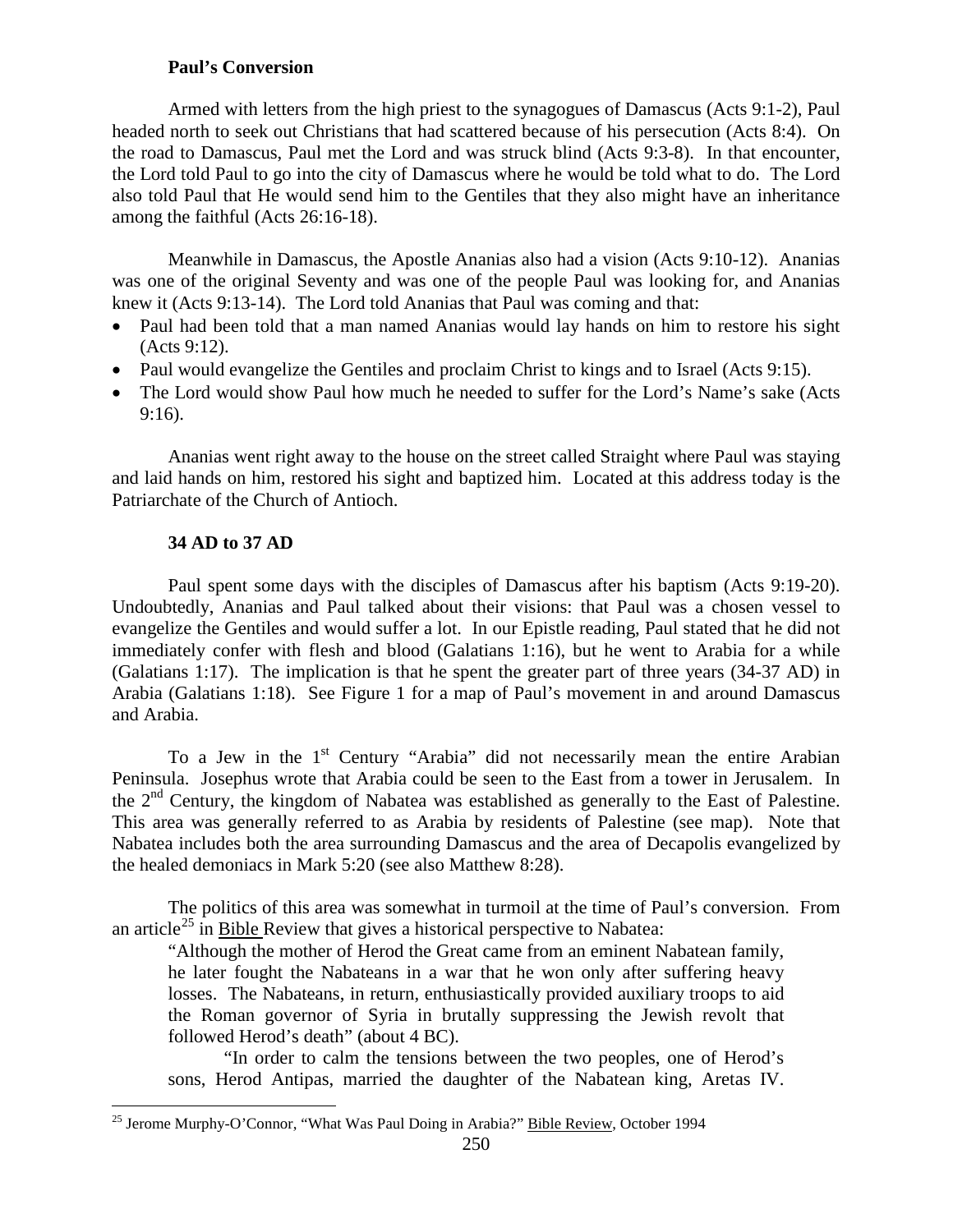### Paul's Conversion

Armed with letters from the high priest to the synagogues of Damascus (Acts 9:1-2), Paul headed north to seek out Christians that had scattered because of his persecution (Acts 8:4). On the road to Damascus, Paul met the Lord and was struck blind (Acts 9:3-8). In that encounter, the Lord told Paul to go into the city of Damascus where he would be told what to do. The Lord also told Paul that He would send him to the Gentiles that they also might have an inheritance among the faithful (Acts 26:16-18).

Meanwhile in Damascus, the Apostle Ananias also had a vision (Acts 9:10-12). Ananias was one of the original Seventy and was one of the people Paul was looking for, and Ananias knew it (Acts 9:13-14). The Lord told Ananias that Paul was coming and that:

- Paul had been told that a man named Ananias would lay hands on him to restore his sight (Acts 9:12).
- Paul would evangelize the Gentiles and proclaim Christ to kings and to Israel (Acts 9:15).
- The Lord would show Paul how much he needed to suffer for the Lord's Name's sake (Acts 9:16).

Ananias went right away to the house on the street called Straight where Paul was staying and laid hands on him, restored his sight and baptized him. Located at this address today is the Patriarchate of the Church of Antioch.

### 34 AD to 37 AD

Paul spent some days with the disciples of Damascus after his baptism (Acts 9:19-20). Undoubtedly, Ananias and Paul talked about their visions: that Paul was a chosen vessel to evangelize the Gentiles and would suffer a lot. In our Epistle reading, Paul stated that he did not immediately confer with flesh and blood (Galatians 1:16), but he went to Arabia for a while (Galatians 1:17). The implication is that he spent the greater part of three years (34-37 AD) in Arabia (Galatians 1:18). See Figure 1 for a map of Paul's movement in and around Damascus and Arabia.

To a Jew in the 1st Century "Arabia" did not necessarily mean the entire Arabian Peninsula. Josephus wrote that Arabia could be seen to the East from a tower in Jerusalem. In the 2nd Century, the kingdom of Nabatea was established as generally to the East of Palestine. This area was generally referred to as Arabia by residents of Palestine (see map). Note that Nabatea includes both the area surrounding Damascus and the area of Decapolis evangelized by the healed demoniacs in Mark 5:20 (see also Matthew 8:28).

The politics of this area was somewhat in turmoil at the time of Paul's conversion. From an article[25] in Bible Review that gives a historical perspective to Nabatea:

> "Although the mother of Herod the Great came from an eminent Nabatean family, he later fought the Nabateans in a war that he won only after suffering heavy losses. The Nabateans, in return, enthusiastically provided auxiliary troops to aid the Roman governor of Syria in brutally suppressing the Jewish revolt that followed Herod's death" (about 4 BC).
>
> "In order to calm the tensions between the two peoples, one of Herod's sons, Herod Antipas, married the daughter of the Nabatean king, Aretas IV.

[25] Jerome Murphy-O'Connor, "What Was Paul Doing in Arabia?" Bible Review, October 1994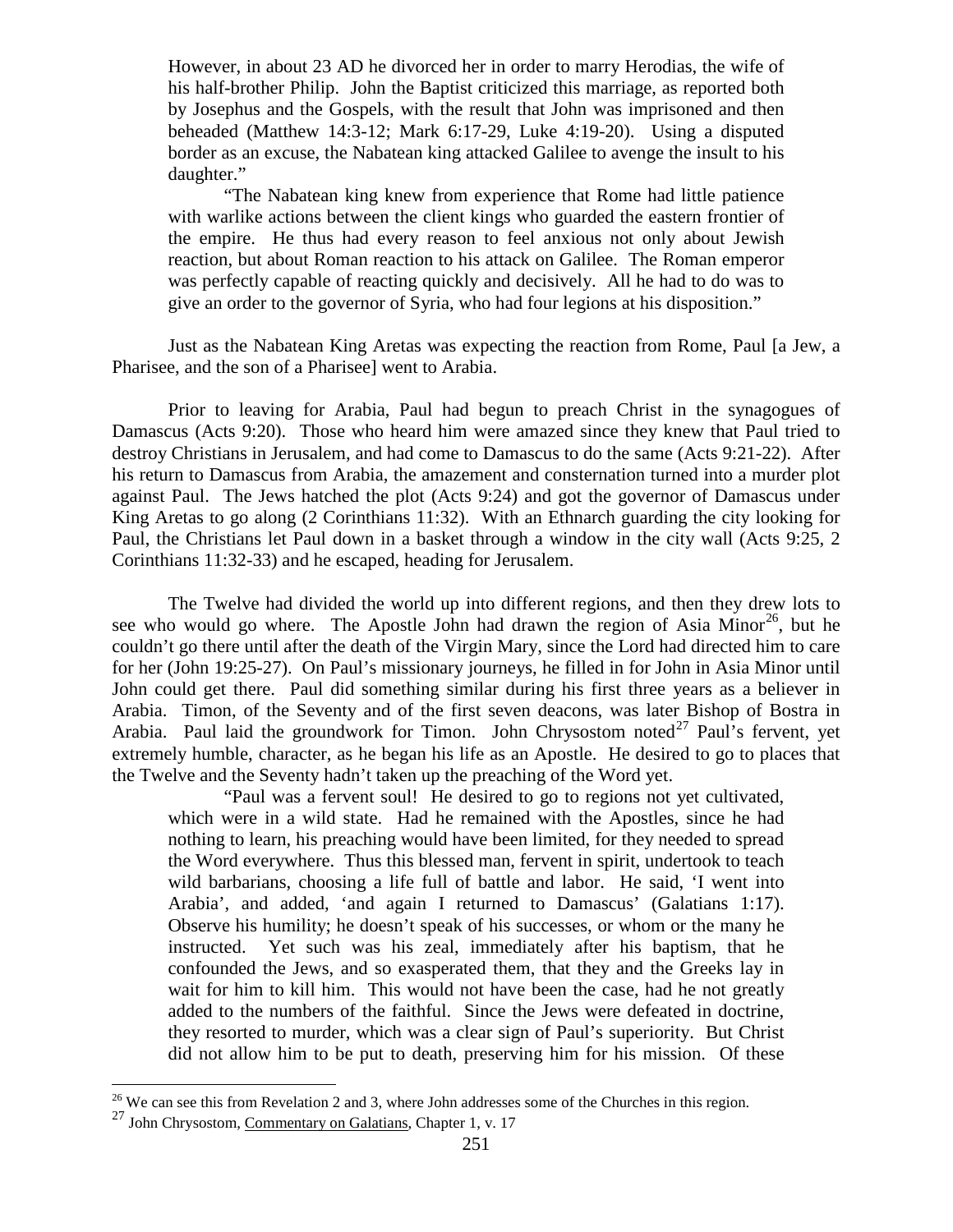> However, in about 23 AD he divorced her in order to marry Herodias, the wife of his half-brother Philip. John the Baptist criticized this marriage, as reported both by Josephus and the Gospels, with the result that John was imprisoned and then beheaded (Matthew 14:3-12; Mark 6:17-29, Luke 4:19-20). Using a disputed border as an excuse, the Nabatean king attacked Galilee to avenge the insult to his daughter."
>
> "The Nabatean king knew from experience that Rome had little patience with warlike actions between the client kings who guarded the eastern frontier of the empire. He thus had every reason to feel anxious not only about Jewish reaction, but about Roman reaction to his attack on Galilee. The Roman emperor was perfectly capable of reacting quickly and decisively. All he had to do was to give an order to the governor of Syria, who had four legions at his disposition."

Just as the Nabatean King Aretas was expecting the reaction from Rome, Paul [a Jew, a Pharisee, and the son of a Pharisee] went to Arabia.

Prior to leaving for Arabia, Paul had begun to preach Christ in the synagogues of Damascus (Acts 9:20). Those who heard him were amazed since they knew that Paul tried to destroy Christians in Jerusalem, and had come to Damascus to do the same (Acts 9:21-22). After his return to Damascus from Arabia, the amazement and consternation turned into a murder plot against Paul. The Jews hatched the plot (Acts 9:24) and got the governor of Damascus under King Aretas to go along (2 Corinthians 11:32). With an Ethnarch guarding the city looking for Paul, the Christians let Paul down in a basket through a window in the city wall (Acts 9:25, 2 Corinthians 11:32-33) and he escaped, heading for Jerusalem.

The Twelve had divided the world up into different regions, and then they drew lots to see who would go where. The Apostle John had drawn the region of Asia Minor[26], but he couldn't go there until after the death of the Virgin Mary, since the Lord had directed him to care for her (John 19:25-27). On Paul's missionary journeys, he filled in for John in Asia Minor until John could get there. Paul did something similar during his first three years as a believer in Arabia. Timon, of the Seventy and of the first seven deacons, was later Bishop of Bostra in Arabia. Paul laid the groundwork for Timon. John Chrysostom noted[27] Paul's fervent, yet extremely humble, character, as he began his life as an Apostle. He desired to go to places that the Twelve and the Seventy hadn't taken up the preaching of the Word yet.

> "Paul was a fervent soul! He desired to go to regions not yet cultivated, which were in a wild state. Had he remained with the Apostles, since he had nothing to learn, his preaching would have been limited, for they needed to spread the Word everywhere. Thus this blessed man, fervent in spirit, undertook to teach wild barbarians, choosing a life full of battle and labor. He said, 'I went into Arabia', and added, 'and again I returned to Damascus' (Galatians 1:17). Observe his humility; he doesn't speak of his successes, or whom or the many he instructed. Yet such was his zeal, immediately after his baptism, that he confounded the Jews, and so exasperated them, that they and the Greeks lay in wait for him to kill him. This would not have been the case, had he not greatly added to the numbers of the faithful. Since the Jews were defeated in doctrine, they resorted to murder, which was a clear sign of Paul's superiority. But Christ did not allow him to be put to death, preserving him for his mission. Of these

---

[26] We can see this from Revelation 2 and 3, where John addresses some of the Churches in this region.

[27] John Chrysostom, Commentary on Galatians, Chapter 1, v. 17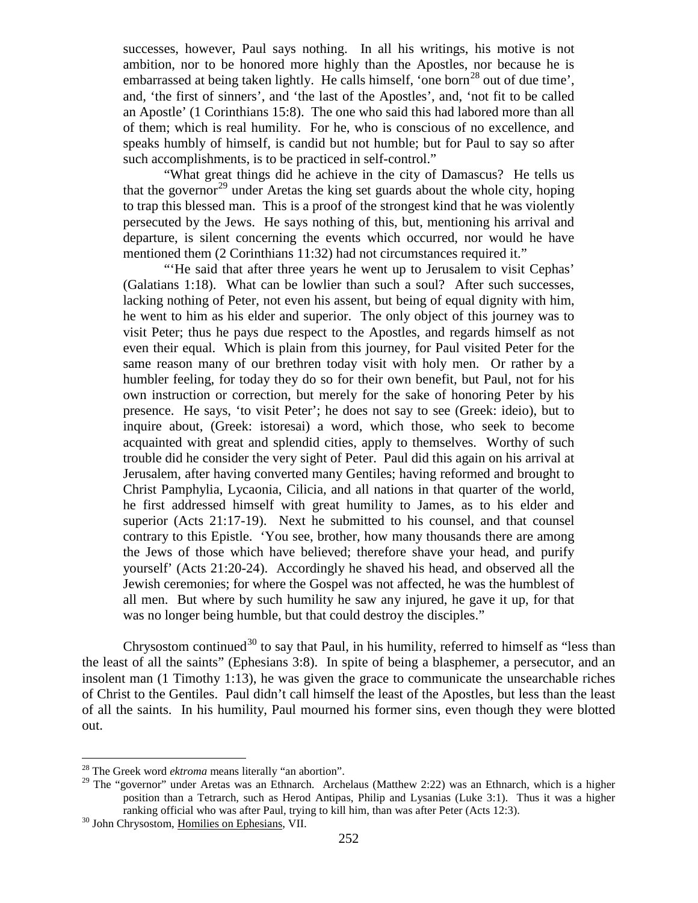successes, however, Paul says nothing. In all his writings, his motive is not ambition, nor to be honored more highly than the Apostles, nor because he is embarrassed at being taken lightly. He calls himself, 'one born[28] out of due time', and, 'the first of sinners', and 'the last of the Apostles', and, 'not fit to be called an Apostle' (1 Corinthians 15:8). The one who said this had labored more than all of them; which is real humility. For he, who is conscious of no excellence, and speaks humbly of himself, is candid but not humble; but for Paul to say so after such accomplishments, is to be practiced in self-control."

"What great things did he achieve in the city of Damascus? He tells us that the governor[29] under Aretas the king set guards about the whole city, hoping to trap this blessed man. This is a proof of the strongest kind that he was violently persecuted by the Jews. He says nothing of this, but, mentioning his arrival and departure, is silent concerning the events which occurred, nor would he have mentioned them (2 Corinthians 11:32) had not circumstances required it."

"'He said that after three years he went up to Jerusalem to visit Cephas' (Galatians 1:18). What can be lowlier than such a soul? After such successes, lacking nothing of Peter, not even his assent, but being of equal dignity with him, he went to him as his elder and superior. The only object of this journey was to visit Peter; thus he pays due respect to the Apostles, and regards himself as not even their equal. Which is plain from this journey, for Paul visited Peter for the same reason many of our brethren today visit with holy men. Or rather by a humbler feeling, for today they do so for their own benefit, but Paul, not for his own instruction or correction, but merely for the sake of honoring Peter by his presence. He says, 'to visit Peter'; he does not say to see (Greek: ideio), but to inquire about, (Greek: istoresai) a word, which those, who seek to become acquainted with great and splendid cities, apply to themselves. Worthy of such trouble did he consider the very sight of Peter. Paul did this again on his arrival at Jerusalem, after having converted many Gentiles; having reformed and brought to Christ Pamphylia, Lycaonia, Cilicia, and all nations in that quarter of the world, he first addressed himself with great humility to James, as to his elder and superior (Acts 21:17-19). Next he submitted to his counsel, and that counsel contrary to this Epistle. 'You see, brother, how many thousands there are among the Jews of those which have believed; therefore shave your head, and purify yourself' (Acts 21:20-24). Accordingly he shaved his head, and observed all the Jewish ceremonies; for where the Gospel was not affected, he was the humblest of all men. But where by such humility he saw any injured, he gave it up, for that was no longer being humble, but that could destroy the disciples."

Chrysostom continued[30] to say that Paul, in his humility, referred to himself as "less than the least of all the saints" (Ephesians 3:8). In spite of being a blasphemer, a persecutor, and an insolent man (1 Timothy 1:13), he was given the grace to communicate the unsearchable riches of Christ to the Gentiles. Paul didn't call himself the least of the Apostles, but less than the least of all the saints. In his humility, Paul mourned his former sins, even though they were blotted out.

---

[28] The Greek word *ektroma* means literally "an abortion".

[29] The "governor" under Aretas was an Ethnarch. Archelaus (Matthew 2:22) was an Ethnarch, which is a higher position than a Tetrarch, such as Herod Antipas, Philip and Lysanias (Luke 3:1). Thus it was a higher ranking official who was after Paul, trying to kill him, than was after Peter (Acts 12:3).

[30] John Chrysostom, Homilies on Ephesians, VII.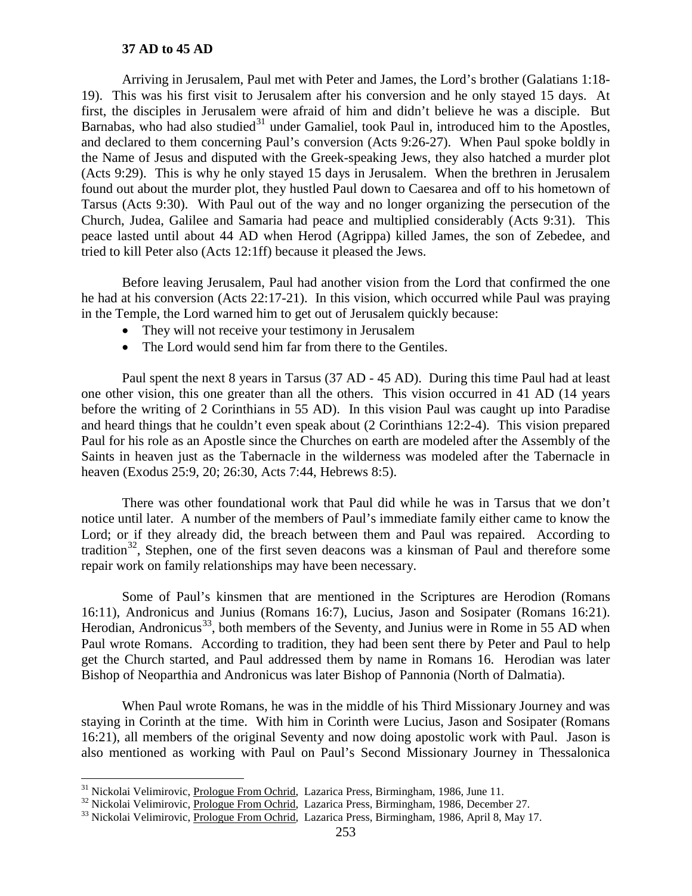**37 AD to 45 AD**

Arriving in Jerusalem, Paul met with Peter and James, the Lord's brother (Galatians 1:18-19). This was his first visit to Jerusalem after his conversion and he only stayed 15 days. At first, the disciples in Jerusalem were afraid of him and didn't believe he was a disciple. But Barnabas, who had also studied[31] under Gamaliel, took Paul in, introduced him to the Apostles, and declared to them concerning Paul's conversion (Acts 9:26-27). When Paul spoke boldly in the Name of Jesus and disputed with the Greek-speaking Jews, they also hatched a murder plot (Acts 9:29). This is why he only stayed 15 days in Jerusalem. When the brethren in Jerusalem found out about the murder plot, they hustled Paul down to Caesarea and off to his hometown of Tarsus (Acts 9:30). With Paul out of the way and no longer organizing the persecution of the Church, Judea, Galilee and Samaria had peace and multiplied considerably (Acts 9:31). This peace lasted until about 44 AD when Herod (Agrippa) killed James, the son of Zebedee, and tried to kill Peter also (Acts 12:1ff) because it pleased the Jews.

Before leaving Jerusalem, Paul had another vision from the Lord that confirmed the one he had at his conversion (Acts 22:17-21). In this vision, which occurred while Paul was praying in the Temple, the Lord warned him to get out of Jerusalem quickly because:

- They will not receive your testimony in Jerusalem
- The Lord would send him far from there to the Gentiles.

Paul spent the next 8 years in Tarsus (37 AD - 45 AD). During this time Paul had at least one other vision, this one greater than all the others. This vision occurred in 41 AD (14 years before the writing of 2 Corinthians in 55 AD). In this vision Paul was caught up into Paradise and heard things that he couldn't even speak about (2 Corinthians 12:2-4). This vision prepared Paul for his role as an Apostle since the Churches on earth are modeled after the Assembly of the Saints in heaven just as the Tabernacle in the wilderness was modeled after the Tabernacle in heaven (Exodus 25:9, 20; 26:30, Acts 7:44, Hebrews 8:5).

There was other foundational work that Paul did while he was in Tarsus that we don't notice until later. A number of the members of Paul's immediate family either came to know the Lord; or if they already did, the breach between them and Paul was repaired. According to tradition[32], Stephen, one of the first seven deacons was a kinsman of Paul and therefore some repair work on family relationships may have been necessary.

Some of Paul's kinsmen that are mentioned in the Scriptures are Herodion (Romans 16:11), Andronicus and Junius (Romans 16:7), Lucius, Jason and Sosipater (Romans 16:21). Herodian, Andronicus[33], both members of the Seventy, and Junius were in Rome in 55 AD when Paul wrote Romans. According to tradition, they had been sent there by Peter and Paul to help get the Church started, and Paul addressed them by name in Romans 16. Herodian was later Bishop of Neoparthia and Andronicus was later Bishop of Pannonia (North of Dalmatia).

When Paul wrote Romans, he was in the middle of his Third Missionary Journey and was staying in Corinth at the time. With him in Corinth were Lucius, Jason and Sosipater (Romans 16:21), all members of the original Seventy and now doing apostolic work with Paul. Jason is also mentioned as working with Paul on Paul's Second Missionary Journey in Thessalonica

---

[31] Nickolai Velimirovic, Prologue From Ochrid, Lazarica Press, Birmingham, 1986, June 11.

[32] Nickolai Velimirovic, Prologue From Ochrid, Lazarica Press, Birmingham, 1986, December 27.

[33] Nickolai Velimirovic, Prologue From Ochrid, Lazarica Press, Birmingham, 1986, April 8, May 17.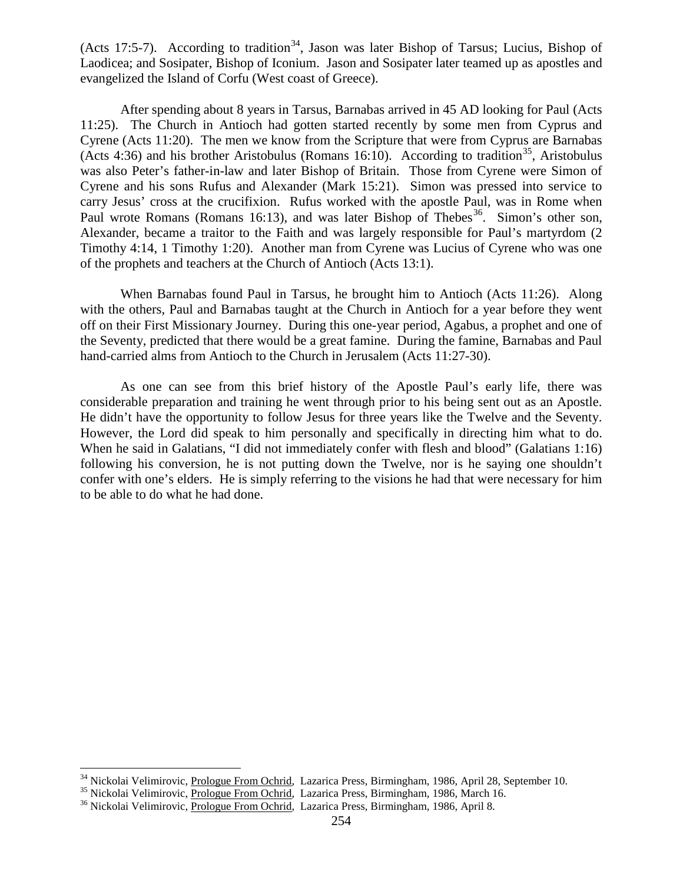(Acts 17:5-7). According to tradition[34], Jason was later Bishop of Tarsus; Lucius, Bishop of Laodicea; and Sosipater, Bishop of Iconium. Jason and Sosipater later teamed up as apostles and evangelized the Island of Corfu (West coast of Greece).

After spending about 8 years in Tarsus, Barnabas arrived in 45 AD looking for Paul (Acts 11:25). The Church in Antioch had gotten started recently by some men from Cyprus and Cyrene (Acts 11:20). The men we know from the Scripture that were from Cyprus are Barnabas (Acts 4:36) and his brother Aristobulus (Romans 16:10). According to tradition[35], Aristobulus was also Peter's father-in-law and later Bishop of Britain. Those from Cyrene were Simon of Cyrene and his sons Rufus and Alexander (Mark 15:21). Simon was pressed into service to carry Jesus' cross at the crucifixion. Rufus worked with the apostle Paul, was in Rome when Paul wrote Romans (Romans 16:13), and was later Bishop of Thebes[36]. Simon's other son, Alexander, became a traitor to the Faith and was largely responsible for Paul's martyrdom (2 Timothy 4:14, 1 Timothy 1:20). Another man from Cyrene was Lucius of Cyrene who was one of the prophets and teachers at the Church of Antioch (Acts 13:1).

When Barnabas found Paul in Tarsus, he brought him to Antioch (Acts 11:26). Along with the others, Paul and Barnabas taught at the Church in Antioch for a year before they went off on their First Missionary Journey. During this one-year period, Agabus, a prophet and one of the Seventy, predicted that there would be a great famine. During the famine, Barnabas and Paul hand-carried alms from Antioch to the Church in Jerusalem (Acts 11:27-30).

As one can see from this brief history of the Apostle Paul's early life, there was considerable preparation and training he went through prior to his being sent out as an Apostle. He didn't have the opportunity to follow Jesus for three years like the Twelve and the Seventy. However, the Lord did speak to him personally and specifically in directing him what to do. When he said in Galatians, "I did not immediately confer with flesh and blood" (Galatians 1:16) following his conversion, he is not putting down the Twelve, nor is he saying one shouldn't confer with one's elders. He is simply referring to the visions he had that were necessary for him to be able to do what he had done.

---

[34] Nickolai Velimirovic, Prologue From Ochrid, Lazarica Press, Birmingham, 1986, April 28, September 10.

[35] Nickolai Velimirovic, Prologue From Ochrid, Lazarica Press, Birmingham, 1986, March 16.

[36] Nickolai Velimirovic, Prologue From Ochrid, Lazarica Press, Birmingham, 1986, April 8.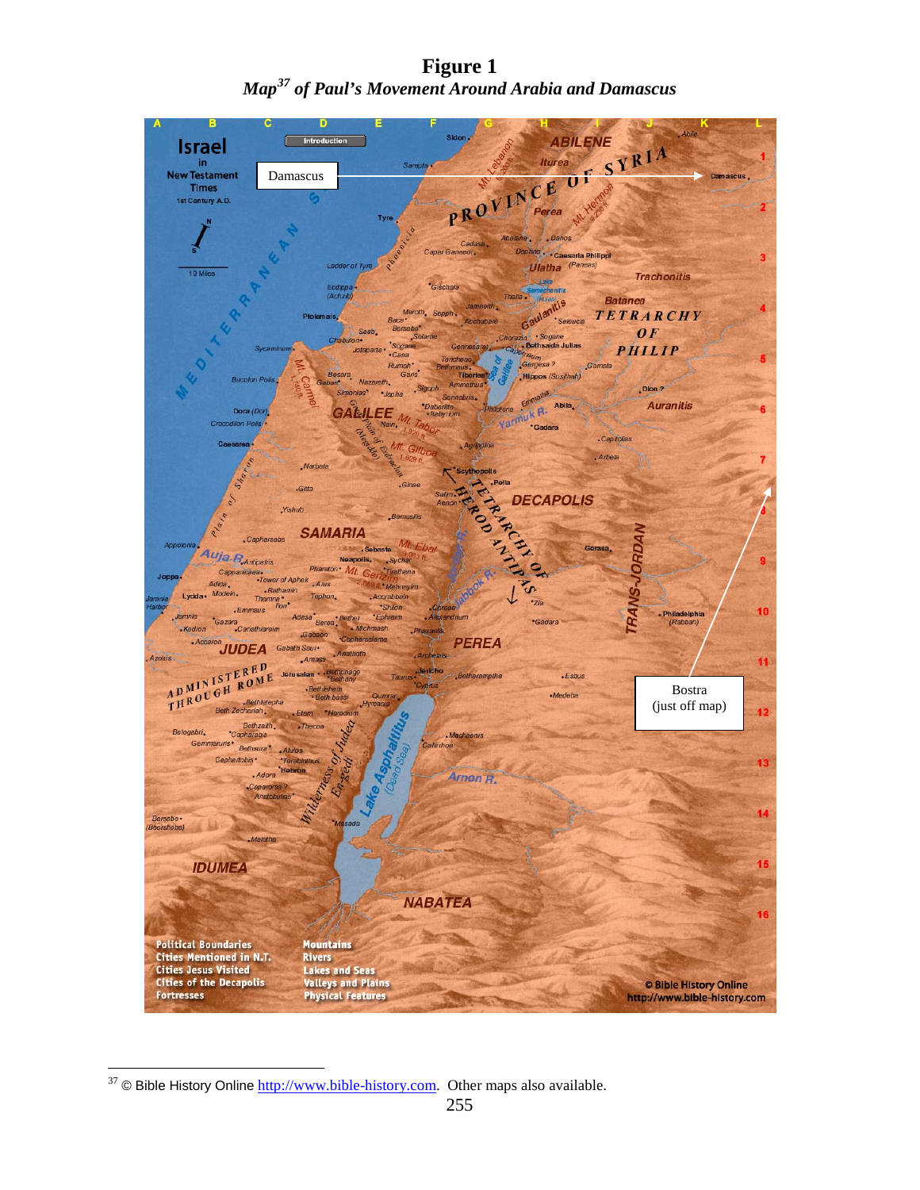# Figure 1

*Map[37] of Paul's Movement Around Arabia and Damascus*

Damascus

Bostra
(just off map)

[37] © Bible History Online http://www.bible-history.com. Other maps also available.